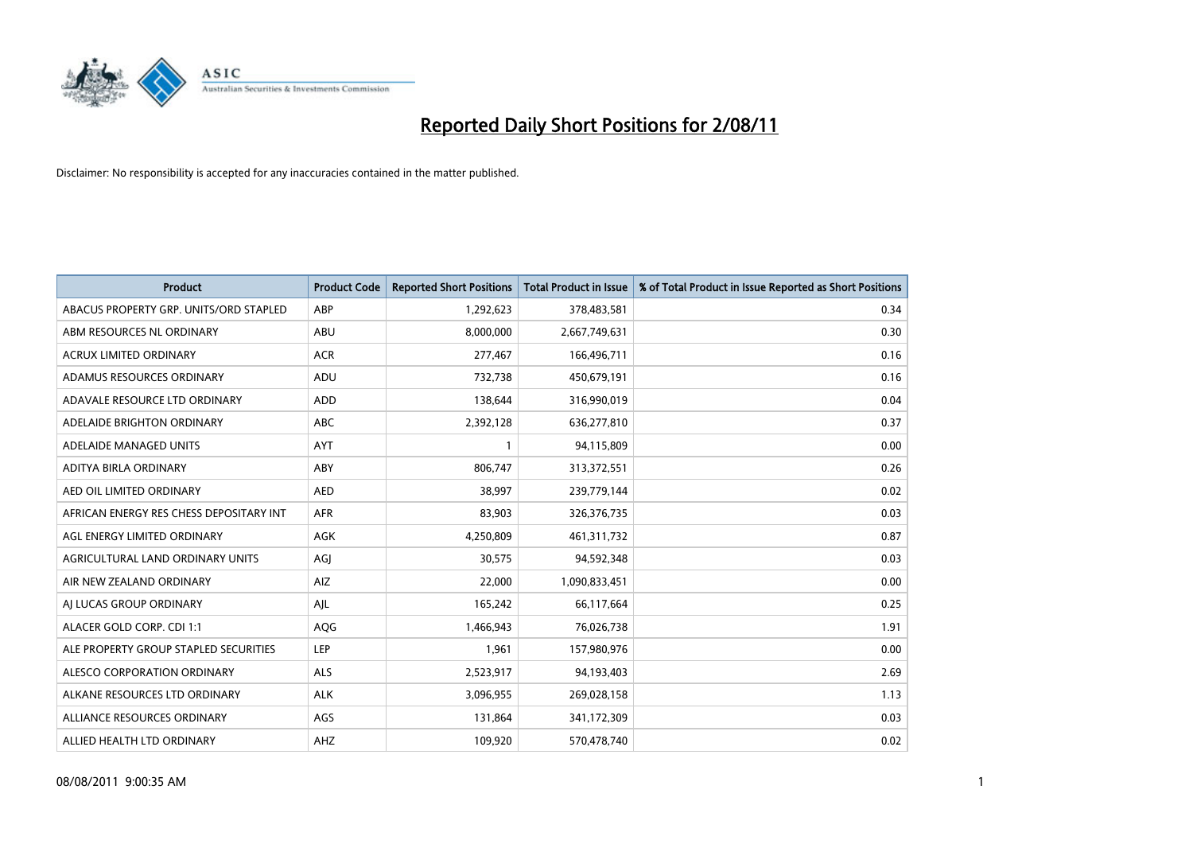# Reported Daily Short Positions for 2/08/11

Disclaimer: No responsibility is accepted for any inaccuracies contained in the matter published.

| Product | Product Code | Reported Short Positions | Total Product in Issue | % of Total Product in Issue Reported as Short Positions |
|---|---|---|---|---|
| ABACUS PROPERTY GRP. UNITS/ORD STAPLED | ABP | 1,292,623 | 378,483,581 | 0.34 |
| ABM RESOURCES NL ORDINARY | ABU | 8,000,000 | 2,667,749,631 | 0.30 |
| ACRUX LIMITED ORDINARY | ACR | 277,467 | 166,496,711 | 0.16 |
| ADAMUS RESOURCES ORDINARY | ADU | 732,738 | 450,679,191 | 0.16 |
| ADAVALE RESOURCE LTD ORDINARY | ADD | 138,644 | 316,990,019 | 0.04 |
| ADELAIDE BRIGHTON ORDINARY | ABC | 2,392,128 | 636,277,810 | 0.37 |
| ADELAIDE MANAGED UNITS | AYT | 1 | 94,115,809 | 0.00 |
| ADITYA BIRLA ORDINARY | ABY | 806,747 | 313,372,551 | 0.26 |
| AED OIL LIMITED ORDINARY | AED | 38,997 | 239,779,144 | 0.02 |
| AFRICAN ENERGY RES CHESS DEPOSITARY INT | AFR | 83,903 | 326,376,735 | 0.03 |
| AGL ENERGY LIMITED ORDINARY | AGK | 4,250,809 | 461,311,732 | 0.87 |
| AGRICULTURAL LAND ORDINARY UNITS | AGJ | 30,575 | 94,592,348 | 0.03 |
| AIR NEW ZEALAND ORDINARY | AIZ | 22,000 | 1,090,833,451 | 0.00 |
| AJ LUCAS GROUP ORDINARY | AJL | 165,242 | 66,117,664 | 0.25 |
| ALACER GOLD CORP. CDI 1:1 | AQG | 1,466,943 | 76,026,738 | 1.91 |
| ALE PROPERTY GROUP STAPLED SECURITIES | LEP | 1,961 | 157,980,976 | 0.00 |
| ALESCO CORPORATION ORDINARY | ALS | 2,523,917 | 94,193,403 | 2.69 |
| ALKANE RESOURCES LTD ORDINARY | ALK | 3,096,955 | 269,028,158 | 1.13 |
| ALLIANCE RESOURCES ORDINARY | AGS | 131,864 | 341,172,309 | 0.03 |
| ALLIED HEALTH LTD ORDINARY | AHZ | 109,920 | 570,478,740 | 0.02 |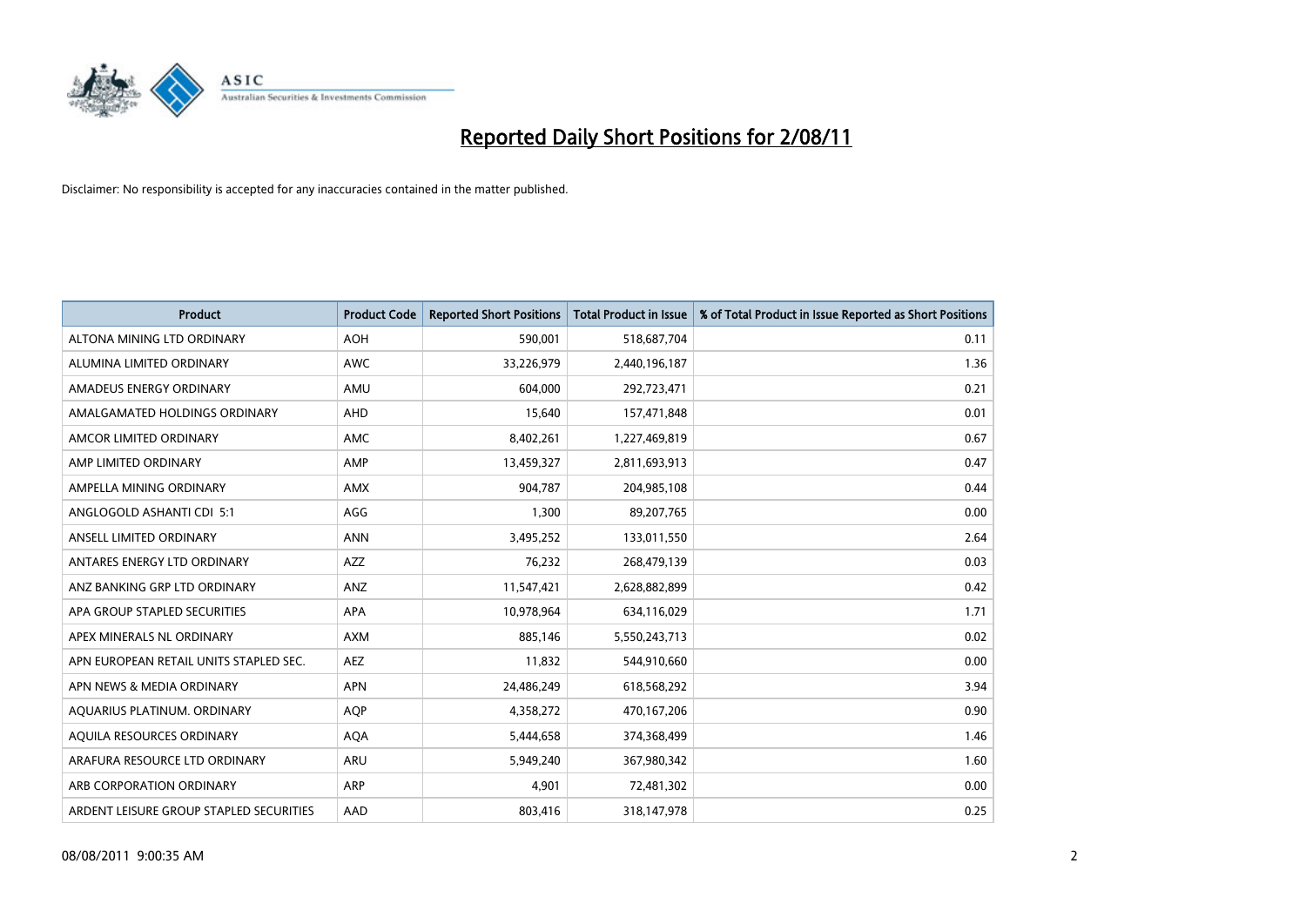# Reported Daily Short Positions for 2/08/11

Disclaimer: No responsibility is accepted for any inaccuracies contained in the matter published.

| Product | Product Code | Reported Short Positions | Total Product in Issue | % of Total Product in Issue Reported as Short Positions |
|---|---|---|---|---|
| ALTONA MINING LTD ORDINARY | AOH | 590,001 | 518,687,704 | 0.11 |
| ALUMINA LIMITED ORDINARY | AWC | 33,226,979 | 2,440,196,187 | 1.36 |
| AMADEUS ENERGY ORDINARY | AMU | 604,000 | 292,723,471 | 0.21 |
| AMALGAMATED HOLDINGS ORDINARY | AHD | 15,640 | 157,471,848 | 0.01 |
| AMCOR LIMITED ORDINARY | AMC | 8,402,261 | 1,227,469,819 | 0.67 |
| AMP LIMITED ORDINARY | AMP | 13,459,327 | 2,811,693,913 | 0.47 |
| AMPELLA MINING ORDINARY | AMX | 904,787 | 204,985,108 | 0.44 |
| ANGLOGOLD ASHANTI CDI 5:1 | AGG | 1,300 | 89,207,765 | 0.00 |
| ANSELL LIMITED ORDINARY | ANN | 3,495,252 | 133,011,550 | 2.64 |
| ANTARES ENERGY LTD ORDINARY | AZZ | 76,232 | 268,479,139 | 0.03 |
| ANZ BANKING GRP LTD ORDINARY | ANZ | 11,547,421 | 2,628,882,899 | 0.42 |
| APA GROUP STAPLED SECURITIES | APA | 10,978,964 | 634,116,029 | 1.71 |
| APEX MINERALS NL ORDINARY | AXM | 885,146 | 5,550,243,713 | 0.02 |
| APN EUROPEAN RETAIL UNITS STAPLED SEC. | AEZ | 11,832 | 544,910,660 | 0.00 |
| APN NEWS & MEDIA ORDINARY | APN | 24,486,249 | 618,568,292 | 3.94 |
| AQUARIUS PLATINUM. ORDINARY | AQP | 4,358,272 | 470,167,206 | 0.90 |
| AQUILA RESOURCES ORDINARY | AQA | 5,444,658 | 374,368,499 | 1.46 |
| ARAFURA RESOURCE LTD ORDINARY | ARU | 5,949,240 | 367,980,342 | 1.60 |
| ARB CORPORATION ORDINARY | ARP | 4,901 | 72,481,302 | 0.00 |
| ARDENT LEISURE GROUP STAPLED SECURITIES | AAD | 803,416 | 318,147,978 | 0.25 |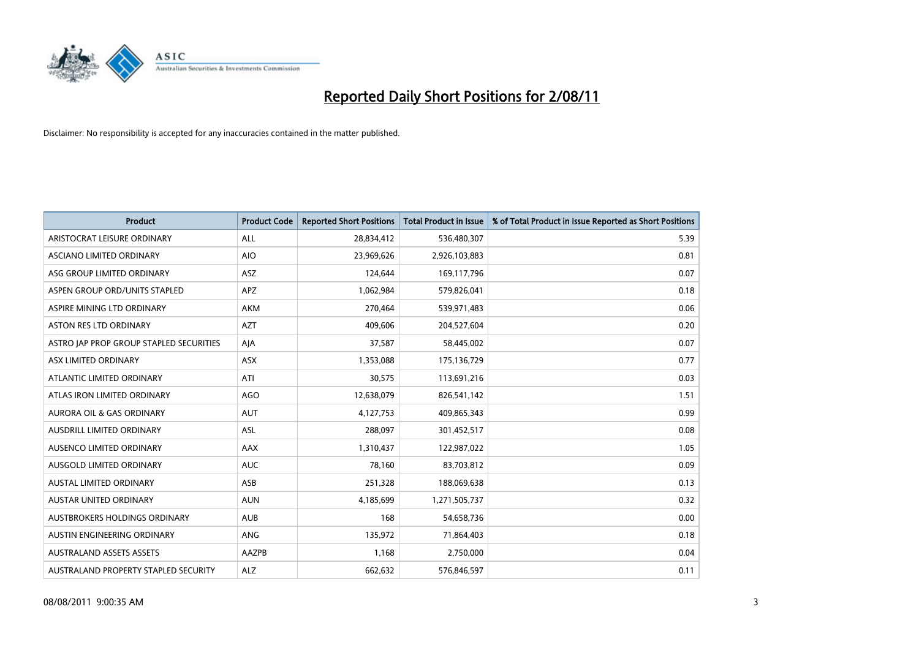# Reported Daily Short Positions for 2/08/11

Disclaimer: No responsibility is accepted for any inaccuracies contained in the matter published.

| Product | Product Code | Reported Short Positions | Total Product in Issue | % of Total Product in Issue Reported as Short Positions |
|---|---|---|---|---|
| ARISTOCRAT LEISURE ORDINARY | ALL | 28,834,412 | 536,480,307 | 5.39 |
| ASCIANO LIMITED ORDINARY | AIO | 23,969,626 | 2,926,103,883 | 0.81 |
| ASG GROUP LIMITED ORDINARY | ASZ | 124,644 | 169,117,796 | 0.07 |
| ASPEN GROUP ORD/UNITS STAPLED | APZ | 1,062,984 | 579,826,041 | 0.18 |
| ASPIRE MINING LTD ORDINARY | AKM | 270,464 | 539,971,483 | 0.06 |
| ASTON RES LTD ORDINARY | AZT | 409,606 | 204,527,604 | 0.20 |
| ASTRO JAP PROP GROUP STAPLED SECURITIES | AJA | 37,587 | 58,445,002 | 0.07 |
| ASX LIMITED ORDINARY | ASX | 1,353,088 | 175,136,729 | 0.77 |
| ATLANTIC LIMITED ORDINARY | ATI | 30,575 | 113,691,216 | 0.03 |
| ATLAS IRON LIMITED ORDINARY | AGO | 12,638,079 | 826,541,142 | 1.51 |
| AURORA OIL & GAS ORDINARY | AUT | 4,127,753 | 409,865,343 | 0.99 |
| AUSDRILL LIMITED ORDINARY | ASL | 288,097 | 301,452,517 | 0.08 |
| AUSENCO LIMITED ORDINARY | AAX | 1,310,437 | 122,987,022 | 1.05 |
| AUSGOLD LIMITED ORDINARY | AUC | 78,160 | 83,703,812 | 0.09 |
| AUSTAL LIMITED ORDINARY | ASB | 251,328 | 188,069,638 | 0.13 |
| AUSTAR UNITED ORDINARY | AUN | 4,185,699 | 1,271,505,737 | 0.32 |
| AUSTBROKERS HOLDINGS ORDINARY | AUB | 168 | 54,658,736 | 0.00 |
| AUSTIN ENGINEERING ORDINARY | ANG | 135,972 | 71,864,403 | 0.18 |
| AUSTRALAND ASSETS ASSETS | AAZPB | 1,168 | 2,750,000 | 0.04 |
| AUSTRALAND PROPERTY STAPLED SECURITY | ALZ | 662,632 | 576,846,597 | 0.11 |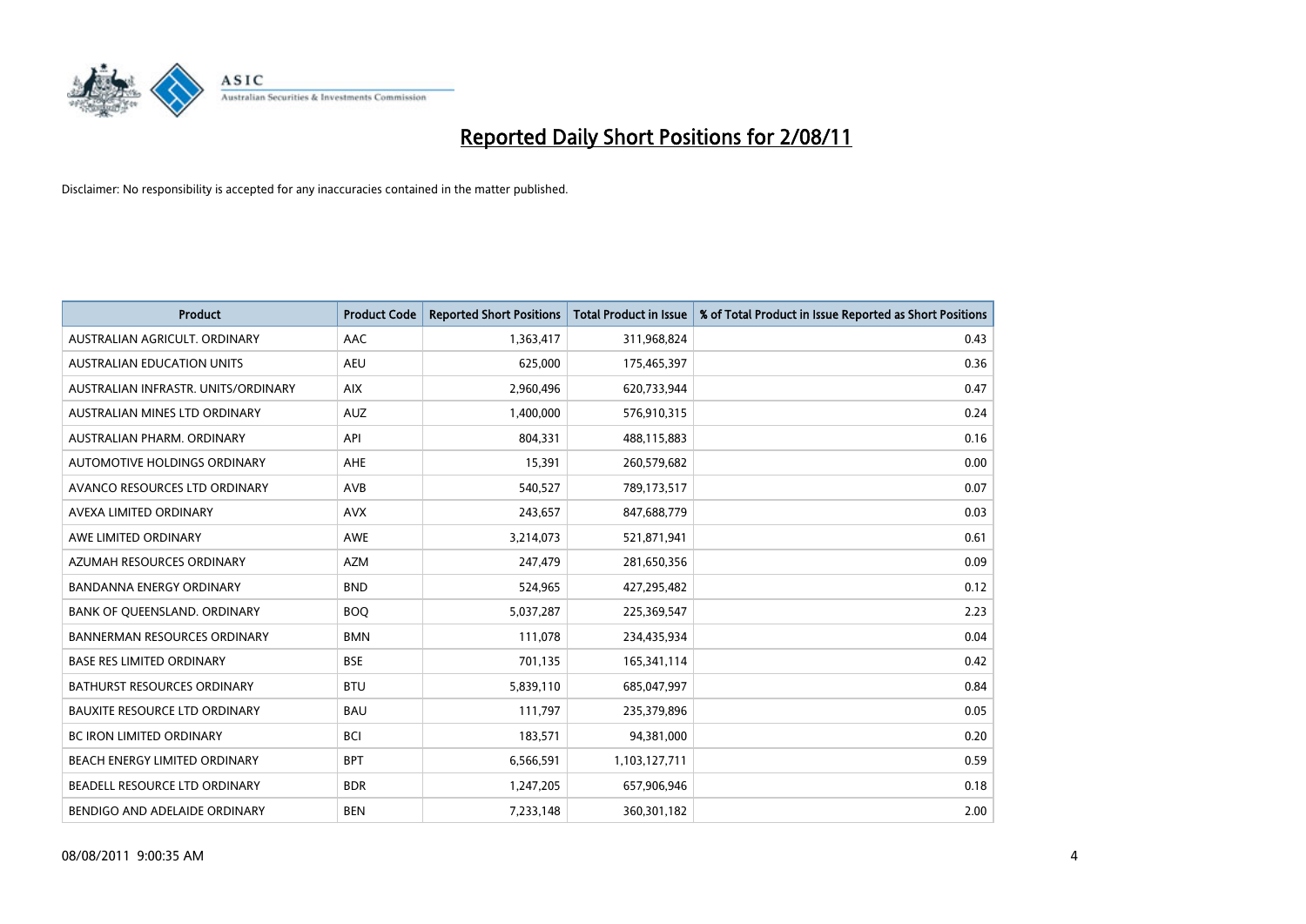# Reported Daily Short Positions for 2/08/11

Disclaimer: No responsibility is accepted for any inaccuracies contained in the matter published.

| Product | Product Code | Reported Short Positions | Total Product in Issue | % of Total Product in Issue Reported as Short Positions |
|---|---|---|---|---|
| AUSTRALIAN AGRICULT. ORDINARY | AAC | 1,363,417 | 311,968,824 | 0.43 |
| AUSTRALIAN EDUCATION UNITS | AEU | 625,000 | 175,465,397 | 0.36 |
| AUSTRALIAN INFRASTR. UNITS/ORDINARY | AIX | 2,960,496 | 620,733,944 | 0.47 |
| AUSTRALIAN MINES LTD ORDINARY | AUZ | 1,400,000 | 576,910,315 | 0.24 |
| AUSTRALIAN PHARM. ORDINARY | API | 804,331 | 488,115,883 | 0.16 |
| AUTOMOTIVE HOLDINGS ORDINARY | AHE | 15,391 | 260,579,682 | 0.00 |
| AVANCO RESOURCES LTD ORDINARY | AVB | 540,527 | 789,173,517 | 0.07 |
| AVEXA LIMITED ORDINARY | AVX | 243,657 | 847,688,779 | 0.03 |
| AWE LIMITED ORDINARY | AWE | 3,214,073 | 521,871,941 | 0.61 |
| AZUMAH RESOURCES ORDINARY | AZM | 247,479 | 281,650,356 | 0.09 |
| BANDANNA ENERGY ORDINARY | BND | 524,965 | 427,295,482 | 0.12 |
| BANK OF QUEENSLAND. ORDINARY | BOQ | 5,037,287 | 225,369,547 | 2.23 |
| BANNERMAN RESOURCES ORDINARY | BMN | 111,078 | 234,435,934 | 0.04 |
| BASE RES LIMITED ORDINARY | BSE | 701,135 | 165,341,114 | 0.42 |
| BATHURST RESOURCES ORDINARY | BTU | 5,839,110 | 685,047,997 | 0.84 |
| BAUXITE RESOURCE LTD ORDINARY | BAU | 111,797 | 235,379,896 | 0.05 |
| BC IRON LIMITED ORDINARY | BCI | 183,571 | 94,381,000 | 0.20 |
| BEACH ENERGY LIMITED ORDINARY | BPT | 6,566,591 | 1,103,127,711 | 0.59 |
| BEADELL RESOURCE LTD ORDINARY | BDR | 1,247,205 | 657,906,946 | 0.18 |
| BENDIGO AND ADELAIDE ORDINARY | BEN | 7,233,148 | 360,301,182 | 2.00 |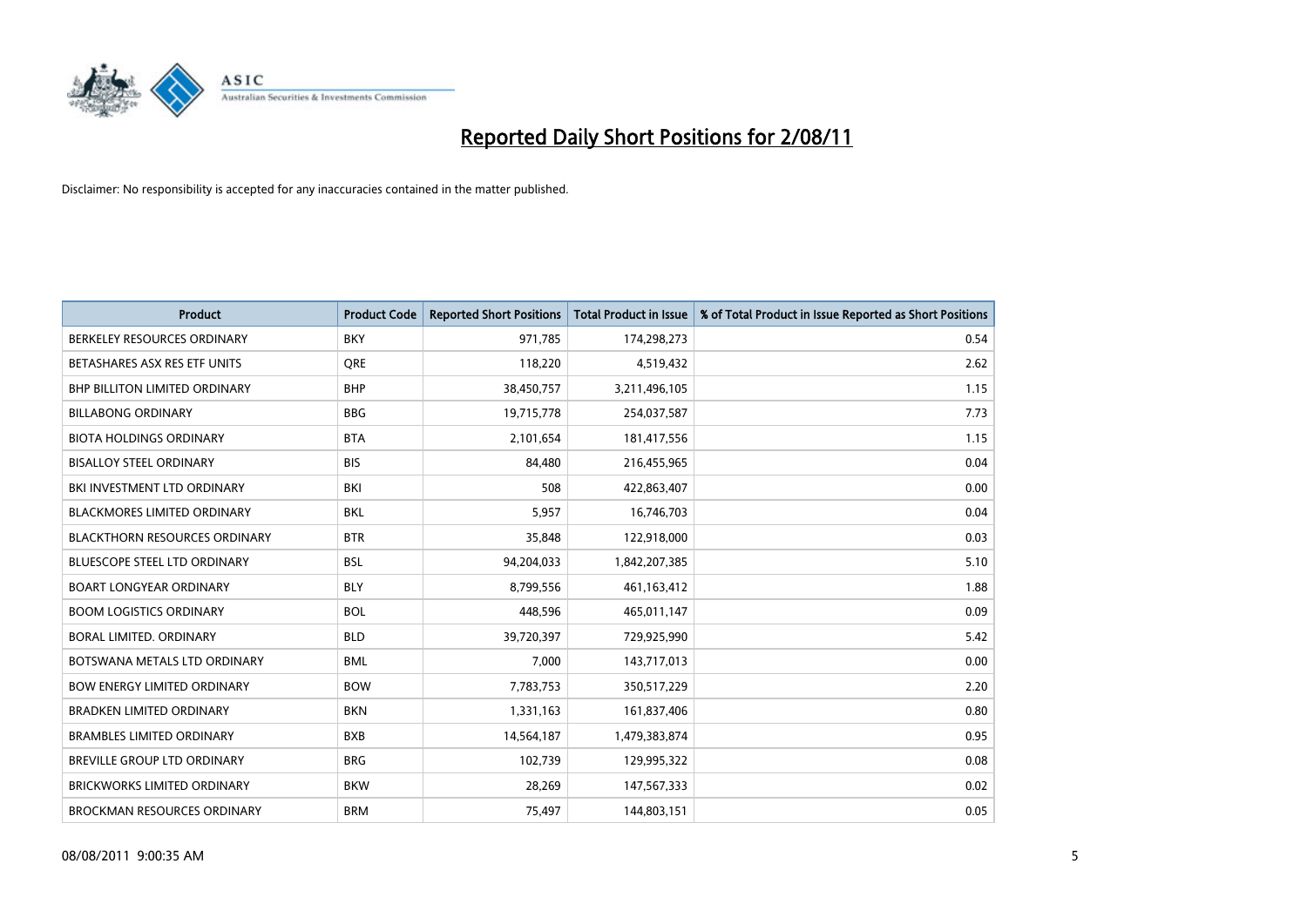# Reported Daily Short Positions for 2/08/11

Disclaimer: No responsibility is accepted for any inaccuracies contained in the matter published.

| Product | Product Code | Reported Short Positions | Total Product in Issue | % of Total Product in Issue Reported as Short Positions |
|---|---|---|---|---|
| BERKELEY RESOURCES ORDINARY | BKY | 971,785 | 174,298,273 | 0.54 |
| BETASHARES ASX RES ETF UNITS | QRE | 118,220 | 4,519,432 | 2.62 |
| BHP BILLITON LIMITED ORDINARY | BHP | 38,450,757 | 3,211,496,105 | 1.15 |
| BILLABONG ORDINARY | BBG | 19,715,778 | 254,037,587 | 7.73 |
| BIOTA HOLDINGS ORDINARY | BTA | 2,101,654 | 181,417,556 | 1.15 |
| BISALLOY STEEL ORDINARY | BIS | 84,480 | 216,455,965 | 0.04 |
| BKI INVESTMENT LTD ORDINARY | BKI | 508 | 422,863,407 | 0.00 |
| BLACKMORES LIMITED ORDINARY | BKL | 5,957 | 16,746,703 | 0.04 |
| BLACKTHORN RESOURCES ORDINARY | BTR | 35,848 | 122,918,000 | 0.03 |
| BLUESCOPE STEEL LTD ORDINARY | BSL | 94,204,033 | 1,842,207,385 | 5.10 |
| BOART LONGYEAR ORDINARY | BLY | 8,799,556 | 461,163,412 | 1.88 |
| BOOM LOGISTICS ORDINARY | BOL | 448,596 | 465,011,147 | 0.09 |
| BORAL LIMITED. ORDINARY | BLD | 39,720,397 | 729,925,990 | 5.42 |
| BOTSWANA METALS LTD ORDINARY | BML | 7,000 | 143,717,013 | 0.00 |
| BOW ENERGY LIMITED ORDINARY | BOW | 7,783,753 | 350,517,229 | 2.20 |
| BRADKEN LIMITED ORDINARY | BKN | 1,331,163 | 161,837,406 | 0.80 |
| BRAMBLES LIMITED ORDINARY | BXB | 14,564,187 | 1,479,383,874 | 0.95 |
| BREVILLE GROUP LTD ORDINARY | BRG | 102,739 | 129,995,322 | 0.08 |
| BRICKWORKS LIMITED ORDINARY | BKW | 28,269 | 147,567,333 | 0.02 |
| BROCKMAN RESOURCES ORDINARY | BRM | 75,497 | 144,803,151 | 0.05 |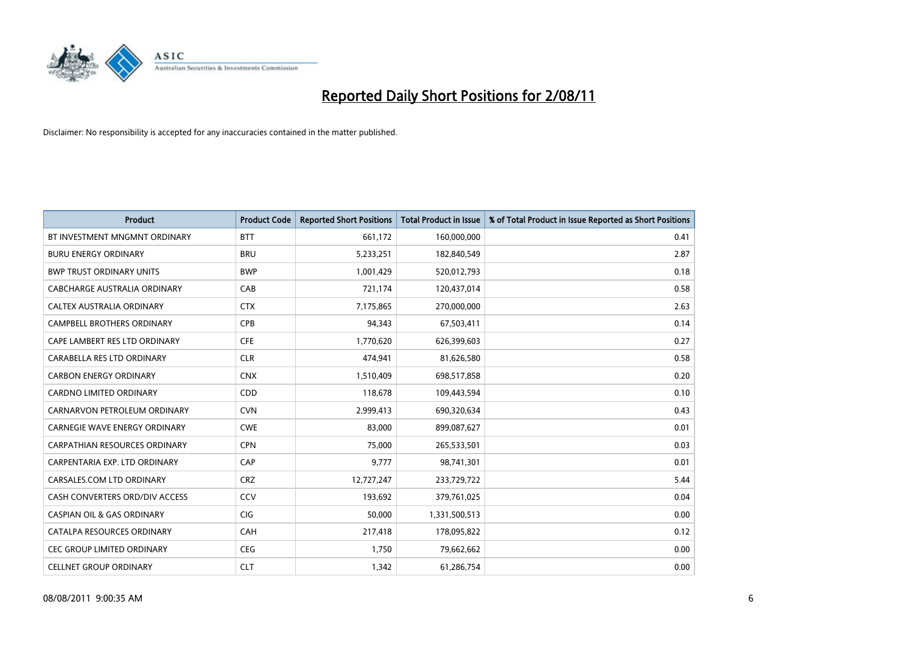# Reported Daily Short Positions for 2/08/11

Disclaimer: No responsibility is accepted for any inaccuracies contained in the matter published.

| Product | Product Code | Reported Short Positions | Total Product in Issue | % of Total Product in Issue Reported as Short Positions |
|---|---|---|---|---|
| BT INVESTMENT MNGMNT ORDINARY | BTT | 661,172 | 160,000,000 | 0.41 |
| BURU ENERGY ORDINARY | BRU | 5,233,251 | 182,840,549 | 2.87 |
| BWP TRUST ORDINARY UNITS | BWP | 1,001,429 | 520,012,793 | 0.18 |
| CABCHARGE AUSTRALIA ORDINARY | CAB | 721,174 | 120,437,014 | 0.58 |
| CALTEX AUSTRALIA ORDINARY | CTX | 7,175,865 | 270,000,000 | 2.63 |
| CAMPBELL BROTHERS ORDINARY | CPB | 94,343 | 67,503,411 | 0.14 |
| CAPE LAMBERT RES LTD ORDINARY | CFE | 1,770,620 | 626,399,603 | 0.27 |
| CARABELLA RES LTD ORDINARY | CLR | 474,941 | 81,626,580 | 0.58 |
| CARBON ENERGY ORDINARY | CNX | 1,510,409 | 698,517,858 | 0.20 |
| CARDNO LIMITED ORDINARY | CDD | 118,678 | 109,443,594 | 0.10 |
| CARNARVON PETROLEUM ORDINARY | CVN | 2,999,413 | 690,320,634 | 0.43 |
| CARNEGIE WAVE ENERGY ORDINARY | CWE | 83,000 | 899,087,627 | 0.01 |
| CARPATHIAN RESOURCES ORDINARY | CPN | 75,000 | 265,533,501 | 0.03 |
| CARPENTARIA EXP. LTD ORDINARY | CAP | 9,777 | 98,741,301 | 0.01 |
| CARSALES.COM LTD ORDINARY | CRZ | 12,727,247 | 233,729,722 | 5.44 |
| CASH CONVERTERS ORD/DIV ACCESS | CCV | 193,692 | 379,761,025 | 0.04 |
| CASPIAN OIL & GAS ORDINARY | CIG | 50,000 | 1,331,500,513 | 0.00 |
| CATALPA RESOURCES ORDINARY | CAH | 217,418 | 178,095,822 | 0.12 |
| CEC GROUP LIMITED ORDINARY | CEG | 1,750 | 79,662,662 | 0.00 |
| CELLNET GROUP ORDINARY | CLT | 1,342 | 61,286,754 | 0.00 |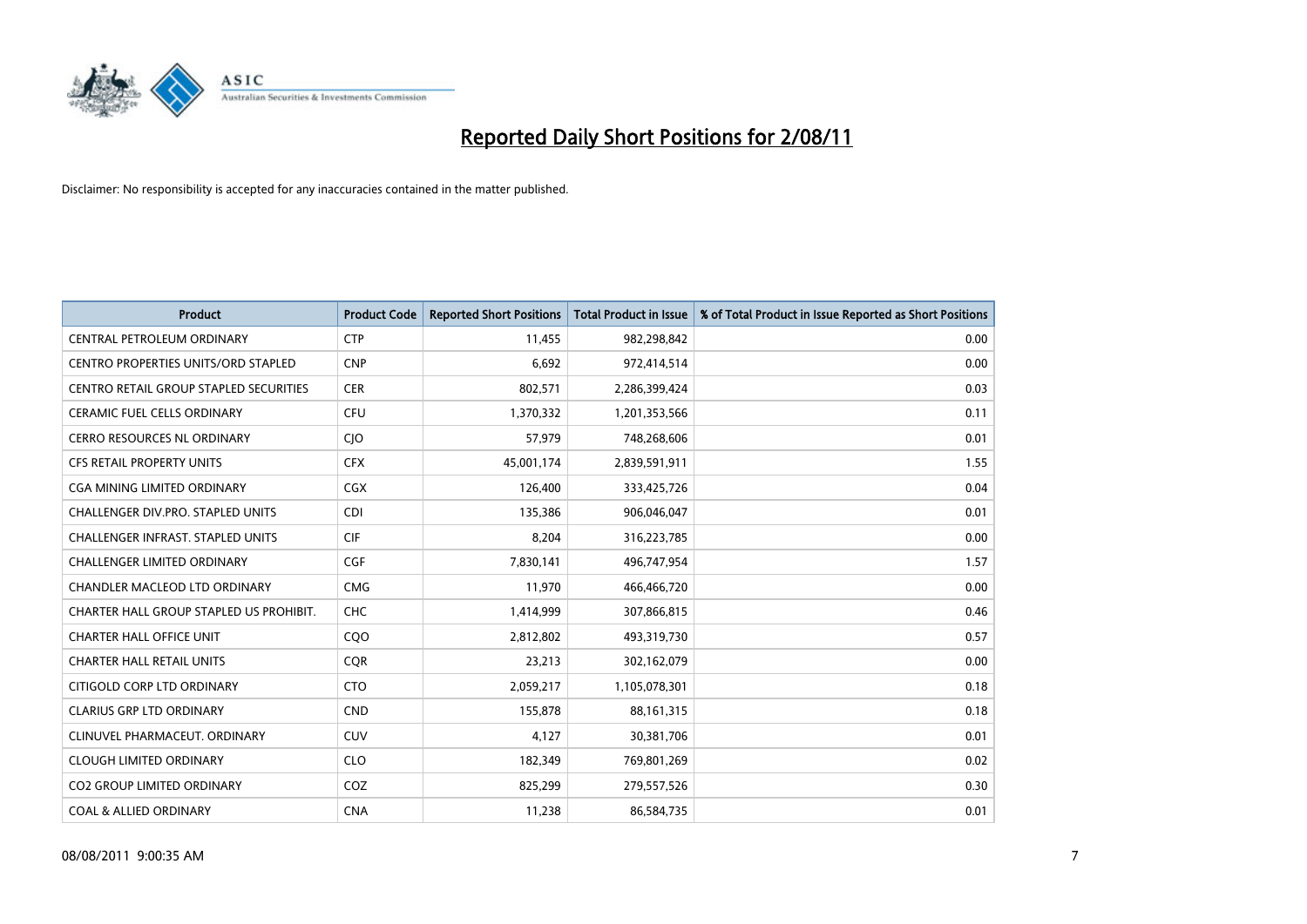# Reported Daily Short Positions for 2/08/11

Disclaimer: No responsibility is accepted for any inaccuracies contained in the matter published.

| Product | Product Code | Reported Short Positions | Total Product in Issue | % of Total Product in Issue Reported as Short Positions |
|---|---|---|---|---|
| CENTRAL PETROLEUM ORDINARY | CTP | 11,455 | 982,298,842 | 0.00 |
| CENTRO PROPERTIES UNITS/ORD STAPLED | CNP | 6,692 | 972,414,514 | 0.00 |
| CENTRO RETAIL GROUP STAPLED SECURITIES | CER | 802,571 | 2,286,399,424 | 0.03 |
| CERAMIC FUEL CELLS ORDINARY | CFU | 1,370,332 | 1,201,353,566 | 0.11 |
| CERRO RESOURCES NL ORDINARY | CJO | 57,979 | 748,268,606 | 0.01 |
| CFS RETAIL PROPERTY UNITS | CFX | 45,001,174 | 2,839,591,911 | 1.55 |
| CGA MINING LIMITED ORDINARY | CGX | 126,400 | 333,425,726 | 0.04 |
| CHALLENGER DIV.PRO. STAPLED UNITS | CDI | 135,386 | 906,046,047 | 0.01 |
| CHALLENGER INFRAST. STAPLED UNITS | CIF | 8,204 | 316,223,785 | 0.00 |
| CHALLENGER LIMITED ORDINARY | CGF | 7,830,141 | 496,747,954 | 1.57 |
| CHANDLER MACLEOD LTD ORDINARY | CMG | 11,970 | 466,466,720 | 0.00 |
| CHARTER HALL GROUP STAPLED US PROHIBIT. | CHC | 1,414,999 | 307,866,815 | 0.46 |
| CHARTER HALL OFFICE UNIT | CQO | 2,812,802 | 493,319,730 | 0.57 |
| CHARTER HALL RETAIL UNITS | CQR | 23,213 | 302,162,079 | 0.00 |
| CITIGOLD CORP LTD ORDINARY | CTO | 2,059,217 | 1,105,078,301 | 0.18 |
| CLARIUS GRP LTD ORDINARY | CND | 155,878 | 88,161,315 | 0.18 |
| CLINUVEL PHARMACEUT. ORDINARY | CUV | 4,127 | 30,381,706 | 0.01 |
| CLOUGH LIMITED ORDINARY | CLO | 182,349 | 769,801,269 | 0.02 |
| CO2 GROUP LIMITED ORDINARY | COZ | 825,299 | 279,557,526 | 0.30 |
| COAL & ALLIED ORDINARY | CNA | 11,238 | 86,584,735 | 0.01 |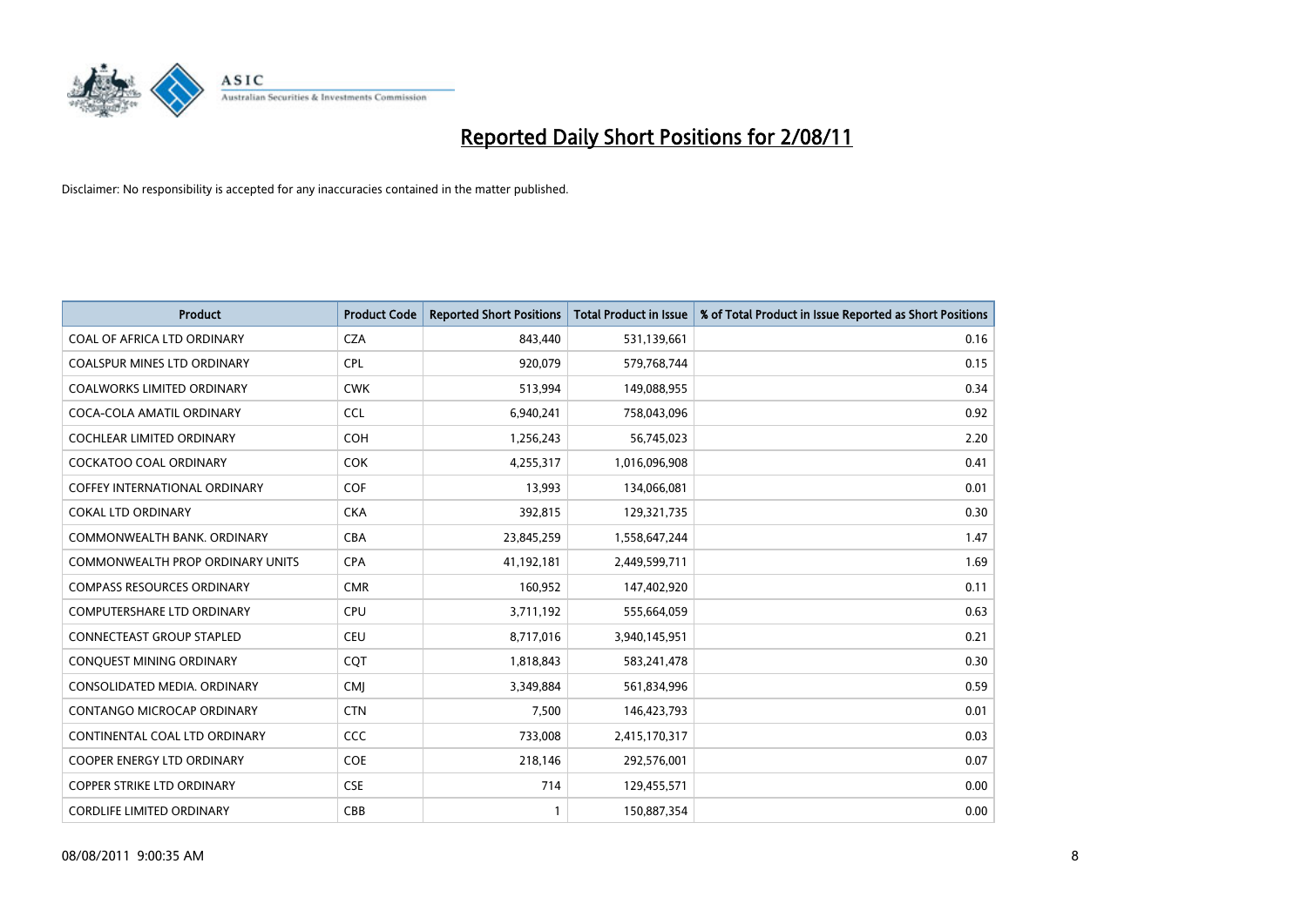# Reported Daily Short Positions for 2/08/11

Disclaimer: No responsibility is accepted for any inaccuracies contained in the matter published.

| Product | Product Code | Reported Short Positions | Total Product in Issue | % of Total Product in Issue Reported as Short Positions |
|---|---|---|---|---|
| COAL OF AFRICA LTD ORDINARY | CZA | 843,440 | 531,139,661 | 0.16 |
| COALSPUR MINES LTD ORDINARY | CPL | 920,079 | 579,768,744 | 0.15 |
| COALWORKS LIMITED ORDINARY | CWK | 513,994 | 149,088,955 | 0.34 |
| COCA-COLA AMATIL ORDINARY | CCL | 6,940,241 | 758,043,096 | 0.92 |
| COCHLEAR LIMITED ORDINARY | COH | 1,256,243 | 56,745,023 | 2.20 |
| COCKATOO COAL ORDINARY | COK | 4,255,317 | 1,016,096,908 | 0.41 |
| COFFEY INTERNATIONAL ORDINARY | COF | 13,993 | 134,066,081 | 0.01 |
| COKAL LTD ORDINARY | CKA | 392,815 | 129,321,735 | 0.30 |
| COMMONWEALTH BANK. ORDINARY | CBA | 23,845,259 | 1,558,647,244 | 1.47 |
| COMMONWEALTH PROP ORDINARY UNITS | CPA | 41,192,181 | 2,449,599,711 | 1.69 |
| COMPASS RESOURCES ORDINARY | CMR | 160,952 | 147,402,920 | 0.11 |
| COMPUTERSHARE LTD ORDINARY | CPU | 3,711,192 | 555,664,059 | 0.63 |
| CONNECTEAST GROUP STAPLED | CEU | 8,717,016 | 3,940,145,951 | 0.21 |
| CONQUEST MINING ORDINARY | CQT | 1,818,843 | 583,241,478 | 0.30 |
| CONSOLIDATED MEDIA. ORDINARY | CMJ | 3,349,884 | 561,834,996 | 0.59 |
| CONTANGO MICROCAP ORDINARY | CTN | 7,500 | 146,423,793 | 0.01 |
| CONTINENTAL COAL LTD ORDINARY | CCC | 733,008 | 2,415,170,317 | 0.03 |
| COOPER ENERGY LTD ORDINARY | COE | 218,146 | 292,576,001 | 0.07 |
| COPPER STRIKE LTD ORDINARY | CSE | 714 | 129,455,571 | 0.00 |
| CORDLIFE LIMITED ORDINARY | CBB | 1 | 150,887,354 | 0.00 |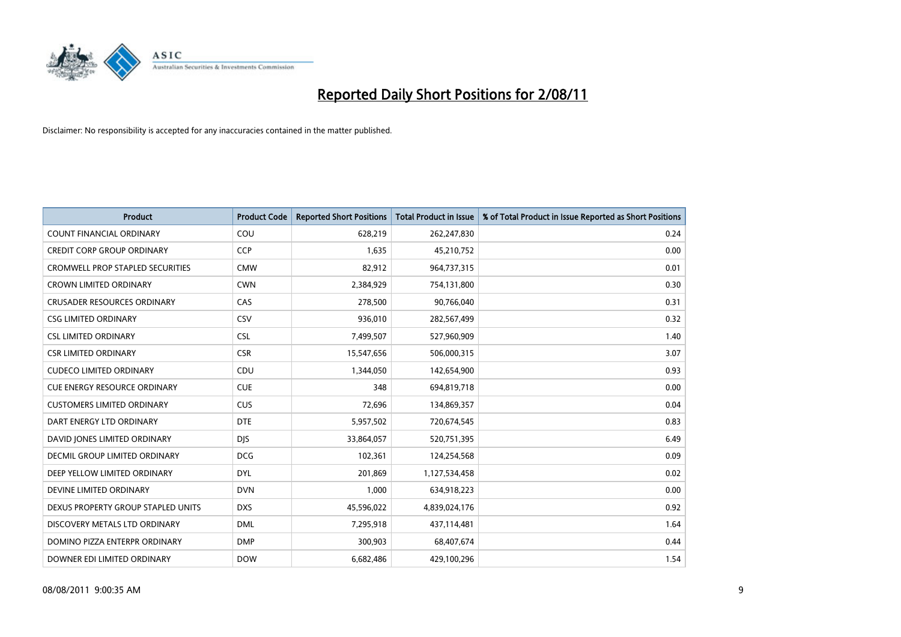# Reported Daily Short Positions for 2/08/11

Disclaimer: No responsibility is accepted for any inaccuracies contained in the matter published.

| Product | Product Code | Reported Short Positions | Total Product in Issue | % of Total Product in Issue Reported as Short Positions |
|---|---|---|---|---|
| COUNT FINANCIAL ORDINARY | COU | 628,219 | 262,247,830 | 0.24 |
| CREDIT CORP GROUP ORDINARY | CCP | 1,635 | 45,210,752 | 0.00 |
| CROMWELL PROP STAPLED SECURITIES | CMW | 82,912 | 964,737,315 | 0.01 |
| CROWN LIMITED ORDINARY | CWN | 2,384,929 | 754,131,800 | 0.30 |
| CRUSADER RESOURCES ORDINARY | CAS | 278,500 | 90,766,040 | 0.31 |
| CSG LIMITED ORDINARY | CSV | 936,010 | 282,567,499 | 0.32 |
| CSL LIMITED ORDINARY | CSL | 7,499,507 | 527,960,909 | 1.40 |
| CSR LIMITED ORDINARY | CSR | 15,547,656 | 506,000,315 | 3.07 |
| CUDECO LIMITED ORDINARY | CDU | 1,344,050 | 142,654,900 | 0.93 |
| CUE ENERGY RESOURCE ORDINARY | CUE | 348 | 694,819,718 | 0.00 |
| CUSTOMERS LIMITED ORDINARY | CUS | 72,696 | 134,869,357 | 0.04 |
| DART ENERGY LTD ORDINARY | DTE | 5,957,502 | 720,674,545 | 0.83 |
| DAVID JONES LIMITED ORDINARY | DJS | 33,864,057 | 520,751,395 | 6.49 |
| DECMIL GROUP LIMITED ORDINARY | DCG | 102,361 | 124,254,568 | 0.09 |
| DEEP YELLOW LIMITED ORDINARY | DYL | 201,869 | 1,127,534,458 | 0.02 |
| DEVINE LIMITED ORDINARY | DVN | 1,000 | 634,918,223 | 0.00 |
| DEXUS PROPERTY GROUP STAPLED UNITS | DXS | 45,596,022 | 4,839,024,176 | 0.92 |
| DISCOVERY METALS LTD ORDINARY | DML | 7,295,918 | 437,114,481 | 1.64 |
| DOMINO PIZZA ENTERPR ORDINARY | DMP | 300,903 | 68,407,674 | 0.44 |
| DOWNER EDI LIMITED ORDINARY | DOW | 6,682,486 | 429,100,296 | 1.54 |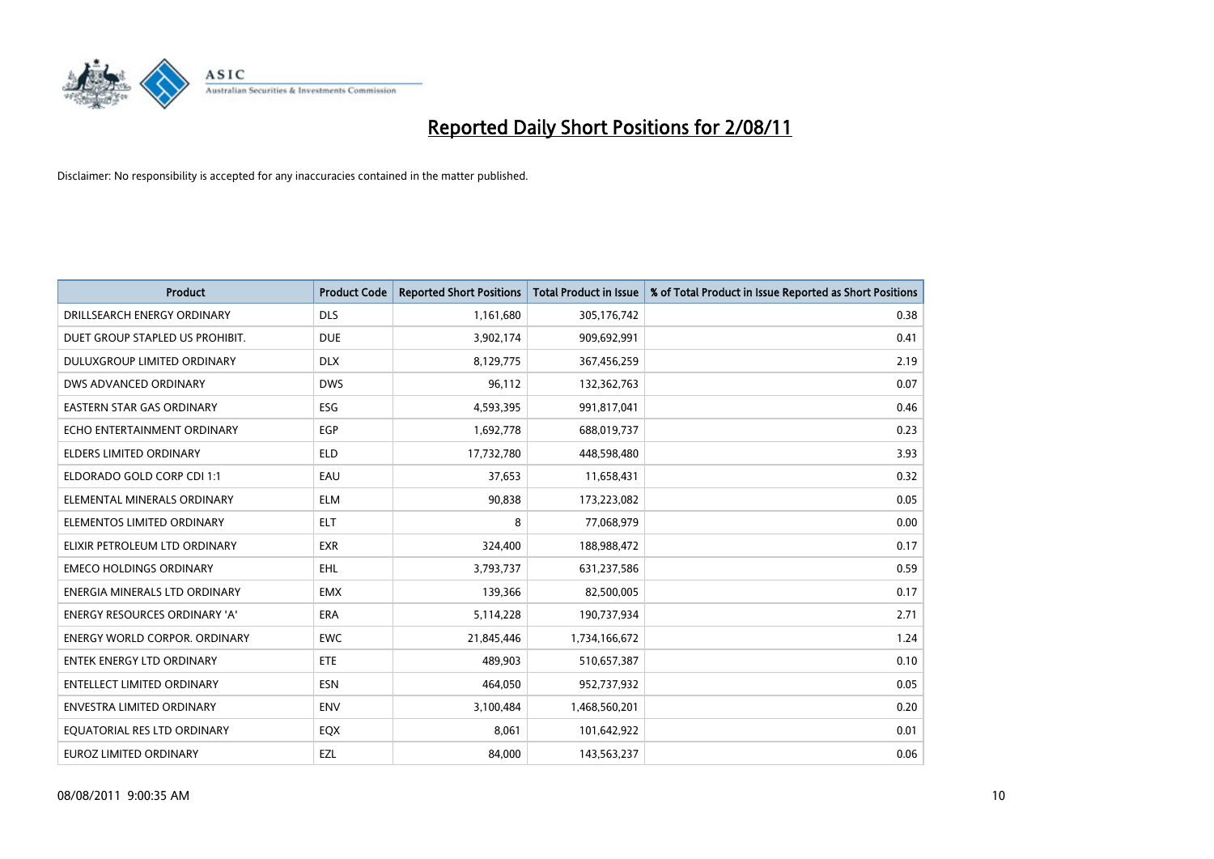# Reported Daily Short Positions for 2/08/11

Disclaimer: No responsibility is accepted for any inaccuracies contained in the matter published.

| Product | Product Code | Reported Short Positions | Total Product in Issue | % of Total Product in Issue Reported as Short Positions |
|---|---|---|---|---|
| DRILLSEARCH ENERGY ORDINARY | DLS | 1,161,680 | 305,176,742 | 0.38 |
| DUET GROUP STAPLED US PROHIBIT. | DUE | 3,902,174 | 909,692,991 | 0.41 |
| DULUXGROUP LIMITED ORDINARY | DLX | 8,129,775 | 367,456,259 | 2.19 |
| DWS ADVANCED ORDINARY | DWS | 96,112 | 132,362,763 | 0.07 |
| EASTERN STAR GAS ORDINARY | ESG | 4,593,395 | 991,817,041 | 0.46 |
| ECHO ENTERTAINMENT ORDINARY | EGP | 1,692,778 | 688,019,737 | 0.23 |
| ELDERS LIMITED ORDINARY | ELD | 17,732,780 | 448,598,480 | 3.93 |
| ELDORADO GOLD CORP CDI 1:1 | EAU | 37,653 | 11,658,431 | 0.32 |
| ELEMENTAL MINERALS ORDINARY | ELM | 90,838 | 173,223,082 | 0.05 |
| ELEMENTOS LIMITED ORDINARY | ELT | 8 | 77,068,979 | 0.00 |
| ELIXIR PETROLEUM LTD ORDINARY | EXR | 324,400 | 188,988,472 | 0.17 |
| EMECO HOLDINGS ORDINARY | EHL | 3,793,737 | 631,237,586 | 0.59 |
| ENERGIA MINERALS LTD ORDINARY | EMX | 139,366 | 82,500,005 | 0.17 |
| ENERGY RESOURCES ORDINARY 'A' | ERA | 5,114,228 | 190,737,934 | 2.71 |
| ENERGY WORLD CORPOR. ORDINARY | EWC | 21,845,446 | 1,734,166,672 | 1.24 |
| ENTEK ENERGY LTD ORDINARY | ETE | 489,903 | 510,657,387 | 0.10 |
| ENTELLECT LIMITED ORDINARY | ESN | 464,050 | 952,737,932 | 0.05 |
| ENVESTRA LIMITED ORDINARY | ENV | 3,100,484 | 1,468,560,201 | 0.20 |
| EQUATORIAL RES LTD ORDINARY | EQX | 8,061 | 101,642,922 | 0.01 |
| EUROZ LIMITED ORDINARY | EZL | 84,000 | 143,563,237 | 0.06 |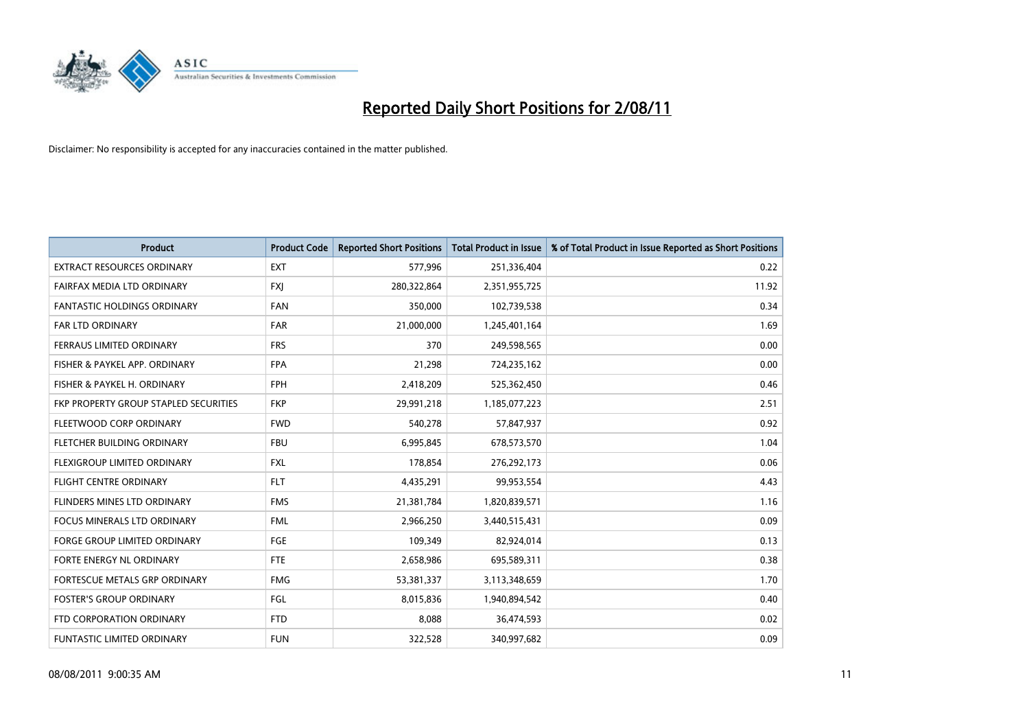# Reported Daily Short Positions for 2/08/11

Disclaimer: No responsibility is accepted for any inaccuracies contained in the matter published.

| Product | Product Code | Reported Short Positions | Total Product in Issue | % of Total Product in Issue Reported as Short Positions |
|---|---|---|---|---|
| EXTRACT RESOURCES ORDINARY | EXT | 577,996 | 251,336,404 | 0.22 |
| FAIRFAX MEDIA LTD ORDINARY | FXJ | 280,322,864 | 2,351,955,725 | 11.92 |
| FANTASTIC HOLDINGS ORDINARY | FAN | 350,000 | 102,739,538 | 0.34 |
| FAR LTD ORDINARY | FAR | 21,000,000 | 1,245,401,164 | 1.69 |
| FERRAUS LIMITED ORDINARY | FRS | 370 | 249,598,565 | 0.00 |
| FISHER & PAYKEL APP. ORDINARY | FPA | 21,298 | 724,235,162 | 0.00 |
| FISHER & PAYKEL H. ORDINARY | FPH | 2,418,209 | 525,362,450 | 0.46 |
| FKP PROPERTY GROUP STAPLED SECURITIES | FKP | 29,991,218 | 1,185,077,223 | 2.51 |
| FLEETWOOD CORP ORDINARY | FWD | 540,278 | 57,847,937 | 0.92 |
| FLETCHER BUILDING ORDINARY | FBU | 6,995,845 | 678,573,570 | 1.04 |
| FLEXIGROUP LIMITED ORDINARY | FXL | 178,854 | 276,292,173 | 0.06 |
| FLIGHT CENTRE ORDINARY | FLT | 4,435,291 | 99,953,554 | 4.43 |
| FLINDERS MINES LTD ORDINARY | FMS | 21,381,784 | 1,820,839,571 | 1.16 |
| FOCUS MINERALS LTD ORDINARY | FML | 2,966,250 | 3,440,515,431 | 0.09 |
| FORGE GROUP LIMITED ORDINARY | FGE | 109,349 | 82,924,014 | 0.13 |
| FORTE ENERGY NL ORDINARY | FTE | 2,658,986 | 695,589,311 | 0.38 |
| FORTESCUE METALS GRP ORDINARY | FMG | 53,381,337 | 3,113,348,659 | 1.70 |
| FOSTER'S GROUP ORDINARY | FGL | 8,015,836 | 1,940,894,542 | 0.40 |
| FTD CORPORATION ORDINARY | FTD | 8,088 | 36,474,593 | 0.02 |
| FUNTASTIC LIMITED ORDINARY | FUN | 322,528 | 340,997,682 | 0.09 |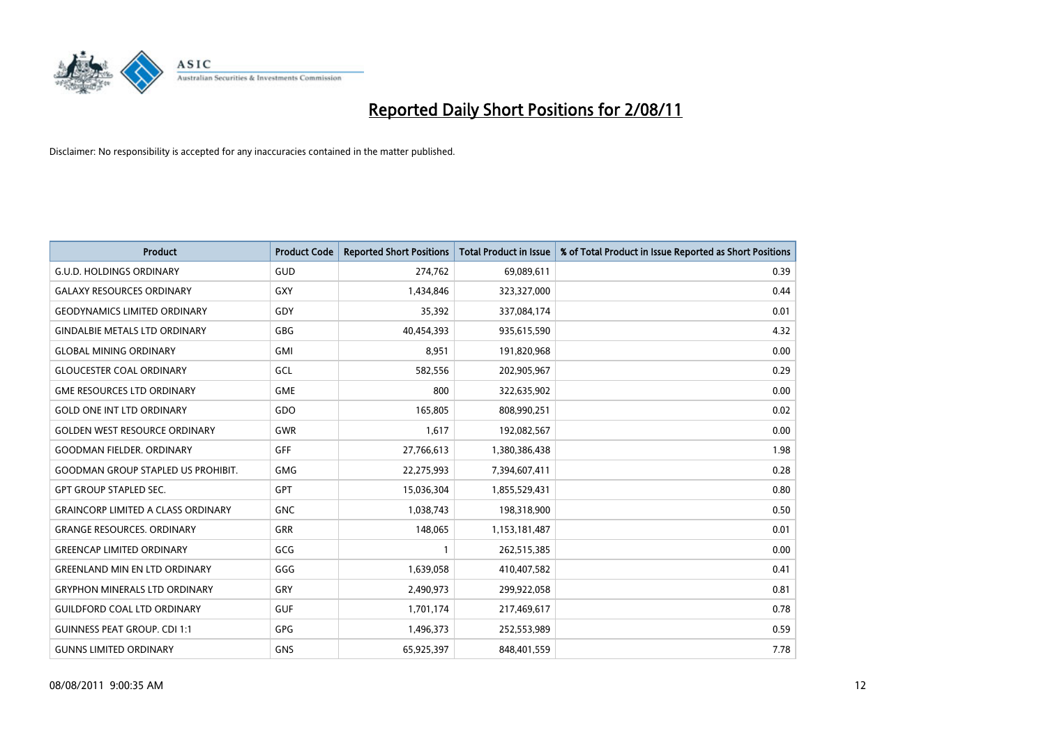# Reported Daily Short Positions for 2/08/11

Disclaimer: No responsibility is accepted for any inaccuracies contained in the matter published.

| Product | Product Code | Reported Short Positions | Total Product in Issue | % of Total Product in Issue Reported as Short Positions |
|---|---|---|---|---|
| G.U.D. HOLDINGS ORDINARY | GUD | 274,762 | 69,089,611 | 0.39 |
| GALAXY RESOURCES ORDINARY | GXY | 1,434,846 | 323,327,000 | 0.44 |
| GEODYNAMICS LIMITED ORDINARY | GDY | 35,392 | 337,084,174 | 0.01 |
| GINDALBIE METALS LTD ORDINARY | GBG | 40,454,393 | 935,615,590 | 4.32 |
| GLOBAL MINING ORDINARY | GMI | 8,951 | 191,820,968 | 0.00 |
| GLOUCESTER COAL ORDINARY | GCL | 582,556 | 202,905,967 | 0.29 |
| GME RESOURCES LTD ORDINARY | GME | 800 | 322,635,902 | 0.00 |
| GOLD ONE INT LTD ORDINARY | GDO | 165,805 | 808,990,251 | 0.02 |
| GOLDEN WEST RESOURCE ORDINARY | GWR | 1,617 | 192,082,567 | 0.00 |
| GOODMAN FIELDER. ORDINARY | GFF | 27,766,613 | 1,380,386,438 | 1.98 |
| GOODMAN GROUP STAPLED US PROHIBIT. | GMG | 22,275,993 | 7,394,607,411 | 0.28 |
| GPT GROUP STAPLED SEC. | GPT | 15,036,304 | 1,855,529,431 | 0.80 |
| GRAINCORP LIMITED A CLASS ORDINARY | GNC | 1,038,743 | 198,318,900 | 0.50 |
| GRANGE RESOURCES. ORDINARY | GRR | 148,065 | 1,153,181,487 | 0.01 |
| GREENCAP LIMITED ORDINARY | GCG | 1 | 262,515,385 | 0.00 |
| GREENLAND MIN EN LTD ORDINARY | GGG | 1,639,058 | 410,407,582 | 0.41 |
| GRYPHON MINERALS LTD ORDINARY | GRY | 2,490,973 | 299,922,058 | 0.81 |
| GUILDFORD COAL LTD ORDINARY | GUF | 1,701,174 | 217,469,617 | 0.78 |
| GUINNESS PEAT GROUP. CDI 1:1 | GPG | 1,496,373 | 252,553,989 | 0.59 |
| GUNNS LIMITED ORDINARY | GNS | 65,925,397 | 848,401,559 | 7.78 |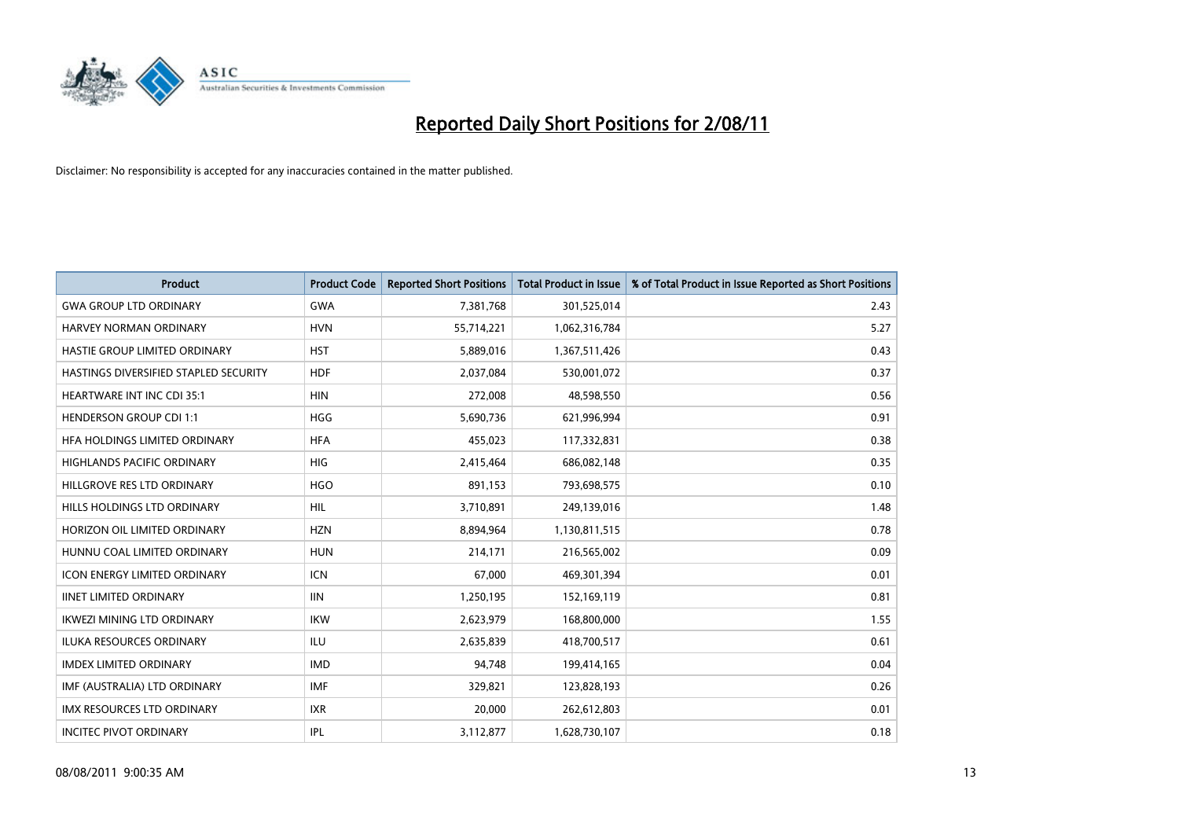# Reported Daily Short Positions for 2/08/11

Disclaimer: No responsibility is accepted for any inaccuracies contained in the matter published.

| Product | Product Code | Reported Short Positions | Total Product in Issue | % of Total Product in Issue Reported as Short Positions |
|---|---|---|---|---|
| GWA GROUP LTD ORDINARY | GWA | 7,381,768 | 301,525,014 | 2.43 |
| HARVEY NORMAN ORDINARY | HVN | 55,714,221 | 1,062,316,784 | 5.27 |
| HASTIE GROUP LIMITED ORDINARY | HST | 5,889,016 | 1,367,511,426 | 0.43 |
| HASTINGS DIVERSIFIED STAPLED SECURITY | HDF | 2,037,084 | 530,001,072 | 0.37 |
| HEARTWARE INT INC CDI 35:1 | HIN | 272,008 | 48,598,550 | 0.56 |
| HENDERSON GROUP CDI 1:1 | HGG | 5,690,736 | 621,996,994 | 0.91 |
| HFA HOLDINGS LIMITED ORDINARY | HFA | 455,023 | 117,332,831 | 0.38 |
| HIGHLANDS PACIFIC ORDINARY | HIG | 2,415,464 | 686,082,148 | 0.35 |
| HILLGROVE RES LTD ORDINARY | HGO | 891,153 | 793,698,575 | 0.10 |
| HILLS HOLDINGS LTD ORDINARY | HIL | 3,710,891 | 249,139,016 | 1.48 |
| HORIZON OIL LIMITED ORDINARY | HZN | 8,894,964 | 1,130,811,515 | 0.78 |
| HUNNU COAL LIMITED ORDINARY | HUN | 214,171 | 216,565,002 | 0.09 |
| ICON ENERGY LIMITED ORDINARY | ICN | 67,000 | 469,301,394 | 0.01 |
| IINET LIMITED ORDINARY | IIN | 1,250,195 | 152,169,119 | 0.81 |
| IKWEZI MINING LTD ORDINARY | IKW | 2,623,979 | 168,800,000 | 1.55 |
| ILUKA RESOURCES ORDINARY | ILU | 2,635,839 | 418,700,517 | 0.61 |
| IMDEX LIMITED ORDINARY | IMD | 94,748 | 199,414,165 | 0.04 |
| IMF (AUSTRALIA) LTD ORDINARY | IMF | 329,821 | 123,828,193 | 0.26 |
| IMX RESOURCES LTD ORDINARY | IXR | 20,000 | 262,612,803 | 0.01 |
| INCITEC PIVOT ORDINARY | IPL | 3,112,877 | 1,628,730,107 | 0.18 |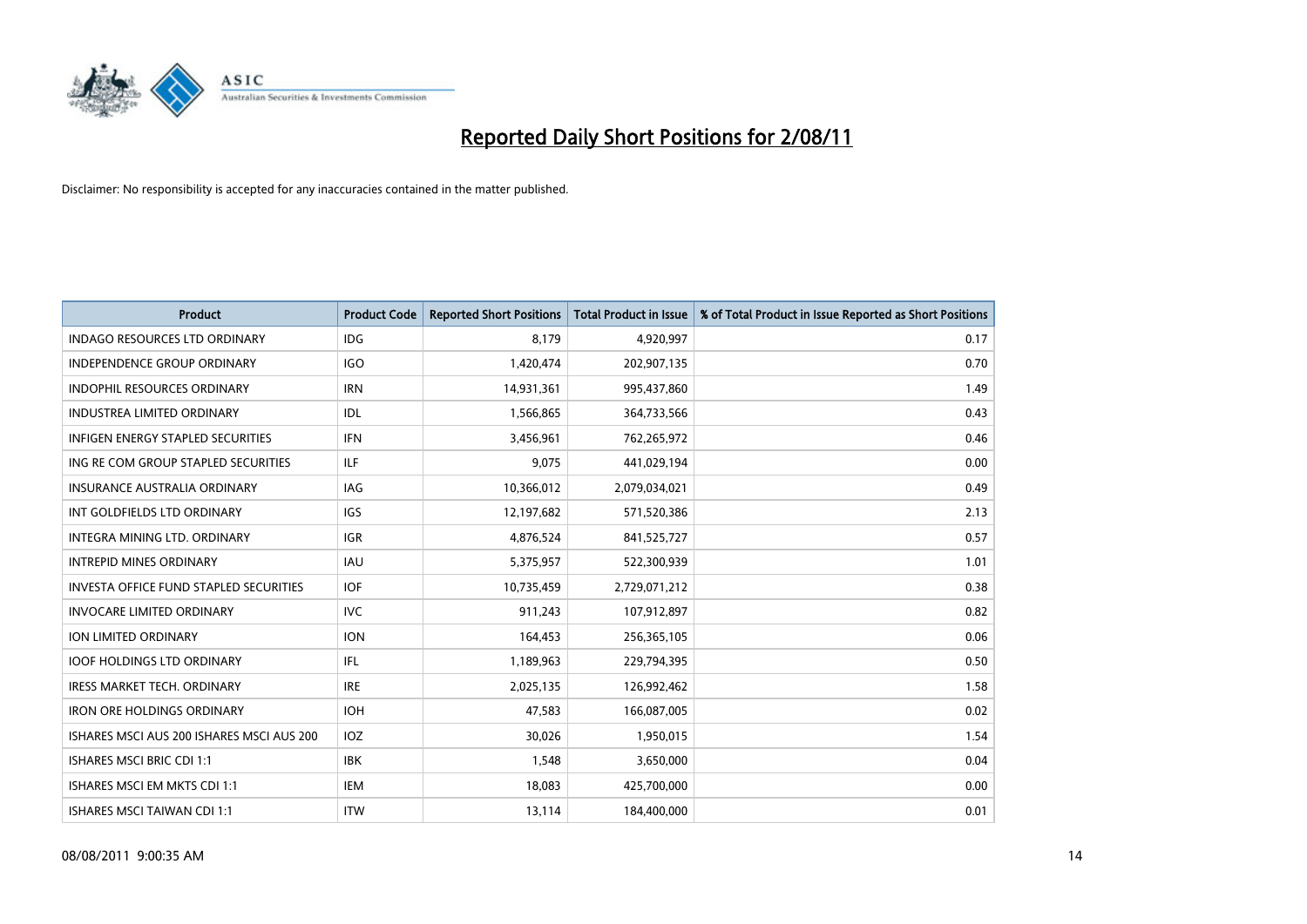# Reported Daily Short Positions for 2/08/11

Disclaimer: No responsibility is accepted for any inaccuracies contained in the matter published.

| Product | Product Code | Reported Short Positions | Total Product in Issue | % of Total Product in Issue Reported as Short Positions |
| --- | --- | --- | --- | --- |
| INDAGO RESOURCES LTD ORDINARY | IDG | 8,179 | 4,920,997 | 0.17 |
| INDEPENDENCE GROUP ORDINARY | IGO | 1,420,474 | 202,907,135 | 0.70 |
| INDOPHIL RESOURCES ORDINARY | IRN | 14,931,361 | 995,437,860 | 1.49 |
| INDUSTREA LIMITED ORDINARY | IDL | 1,566,865 | 364,733,566 | 0.43 |
| INFIGEN ENERGY STAPLED SECURITIES | IFN | 3,456,961 | 762,265,972 | 0.46 |
| ING RE COM GROUP STAPLED SECURITIES | ILF | 9,075 | 441,029,194 | 0.00 |
| INSURANCE AUSTRALIA ORDINARY | IAG | 10,366,012 | 2,079,034,021 | 0.49 |
| INT GOLDFIELDS LTD ORDINARY | IGS | 12,197,682 | 571,520,386 | 2.13 |
| INTEGRA MINING LTD. ORDINARY | IGR | 4,876,524 | 841,525,727 | 0.57 |
| INTREPID MINES ORDINARY | IAU | 5,375,957 | 522,300,939 | 1.01 |
| INVESTA OFFICE FUND STAPLED SECURITIES | IOF | 10,735,459 | 2,729,071,212 | 0.38 |
| INVOCARE LIMITED ORDINARY | IVC | 911,243 | 107,912,897 | 0.82 |
| ION LIMITED ORDINARY | ION | 164,453 | 256,365,105 | 0.06 |
| IOOF HOLDINGS LTD ORDINARY | IFL | 1,189,963 | 229,794,395 | 0.50 |
| IRESS MARKET TECH. ORDINARY | IRE | 2,025,135 | 126,992,462 | 1.58 |
| IRON ORE HOLDINGS ORDINARY | IOH | 47,583 | 166,087,005 | 0.02 |
| ISHARES MSCI AUS 200 ISHARES MSCI AUS 200 | IOZ | 30,026 | 1,950,015 | 1.54 |
| ISHARES MSCI BRIC CDI 1:1 | IBK | 1,548 | 3,650,000 | 0.04 |
| ISHARES MSCI EM MKTS CDI 1:1 | IEM | 18,083 | 425,700,000 | 0.00 |
| ISHARES MSCI TAIWAN CDI 1:1 | ITW | 13,114 | 184,400,000 | 0.01 |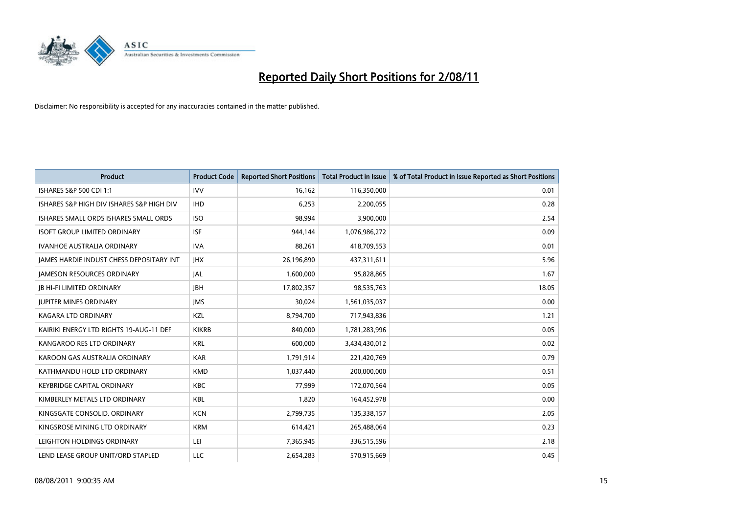# Reported Daily Short Positions for 2/08/11

Disclaimer: No responsibility is accepted for any inaccuracies contained in the matter published.

| Product | Product Code | Reported Short Positions | Total Product in Issue | % of Total Product in Issue Reported as Short Positions |
|---|---|---|---|---|
| ISHARES S&P 500 CDI 1:1 | IVV | 16,162 | 116,350,000 | 0.01 |
| ISHARES S&P HIGH DIV ISHARES S&P HIGH DIV | IHD | 6,253 | 2,200,055 | 0.28 |
| ISHARES SMALL ORDS ISHARES SMALL ORDS | ISO | 98,994 | 3,900,000 | 2.54 |
| ISOFT GROUP LIMITED ORDINARY | ISF | 944,144 | 1,076,986,272 | 0.09 |
| IVANHOE AUSTRALIA ORDINARY | IVA | 88,261 | 418,709,553 | 0.01 |
| JAMES HARDIE INDUST CHESS DEPOSITARY INT | JHX | 26,196,890 | 437,311,611 | 5.96 |
| JAMESON RESOURCES ORDINARY | JAL | 1,600,000 | 95,828,865 | 1.67 |
| JB HI-FI LIMITED ORDINARY | JBH | 17,802,357 | 98,535,763 | 18.05 |
| JUPITER MINES ORDINARY | JMS | 30,024 | 1,561,035,037 | 0.00 |
| KAGARA LTD ORDINARY | KZL | 8,794,700 | 717,943,836 | 1.21 |
| KAIRIKI ENERGY LTD RIGHTS 19-AUG-11 DEF | KIKRB | 840,000 | 1,781,283,996 | 0.05 |
| KANGAROO RES LTD ORDINARY | KRL | 600,000 | 3,434,430,012 | 0.02 |
| KAROON GAS AUSTRALIA ORDINARY | KAR | 1,791,914 | 221,420,769 | 0.79 |
| KATHMANDU HOLD LTD ORDINARY | KMD | 1,037,440 | 200,000,000 | 0.51 |
| KEYBRIDGE CAPITAL ORDINARY | KBC | 77,999 | 172,070,564 | 0.05 |
| KIMBERLEY METALS LTD ORDINARY | KBL | 1,820 | 164,452,978 | 0.00 |
| KINGSGATE CONSOLID. ORDINARY | KCN | 2,799,735 | 135,338,157 | 2.05 |
| KINGSROSE MINING LTD ORDINARY | KRM | 614,421 | 265,488,064 | 0.23 |
| LEIGHTON HOLDINGS ORDINARY | LEI | 7,365,945 | 336,515,596 | 2.18 |
| LEND LEASE GROUP UNIT/ORD STAPLED | LLC | 2,654,283 | 570,915,669 | 0.45 |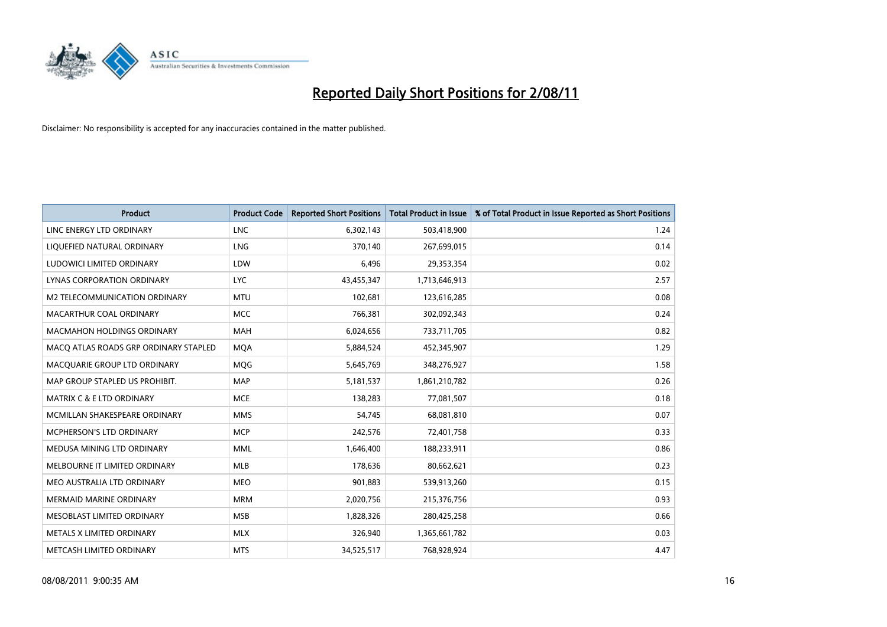# Reported Daily Short Positions for 2/08/11

Disclaimer: No responsibility is accepted for any inaccuracies contained in the matter published.

| Product | Product Code | Reported Short Positions | Total Product in Issue | % of Total Product in Issue Reported as Short Positions |
|---|---|---|---|---|
| LINC ENERGY LTD ORDINARY | LNC | 6,302,143 | 503,418,900 | 1.24 |
| LIQUEFIED NATURAL ORDINARY | LNG | 370,140 | 267,699,015 | 0.14 |
| LUDOWICI LIMITED ORDINARY | LDW | 6,496 | 29,353,354 | 0.02 |
| LYNAS CORPORATION ORDINARY | LYC | 43,455,347 | 1,713,646,913 | 2.57 |
| M2 TELECOMMUNICATION ORDINARY | MTU | 102,681 | 123,616,285 | 0.08 |
| MACARTHUR COAL ORDINARY | MCC | 766,381 | 302,092,343 | 0.24 |
| MACMAHON HOLDINGS ORDINARY | MAH | 6,024,656 | 733,711,705 | 0.82 |
| MACQ ATLAS ROADS GRP ORDINARY STAPLED | MQA | 5,884,524 | 452,345,907 | 1.29 |
| MACQUARIE GROUP LTD ORDINARY | MQG | 5,645,769 | 348,276,927 | 1.58 |
| MAP GROUP STAPLED US PROHIBIT. | MAP | 5,181,537 | 1,861,210,782 | 0.26 |
| MATRIX C & E LTD ORDINARY | MCE | 138,283 | 77,081,507 | 0.18 |
| MCMILLAN SHAKESPEARE ORDINARY | MMS | 54,745 | 68,081,810 | 0.07 |
| MCPHERSON'S LTD ORDINARY | MCP | 242,576 | 72,401,758 | 0.33 |
| MEDUSA MINING LTD ORDINARY | MML | 1,646,400 | 188,233,911 | 0.86 |
| MELBOURNE IT LIMITED ORDINARY | MLB | 178,636 | 80,662,621 | 0.23 |
| MEO AUSTRALIA LTD ORDINARY | MEO | 901,883 | 539,913,260 | 0.15 |
| MERMAID MARINE ORDINARY | MRM | 2,020,756 | 215,376,756 | 0.93 |
| MESOBLAST LIMITED ORDINARY | MSB | 1,828,326 | 280,425,258 | 0.66 |
| METALS X LIMITED ORDINARY | MLX | 326,940 | 1,365,661,782 | 0.03 |
| METCASH LIMITED ORDINARY | MTS | 34,525,517 | 768,928,924 | 4.47 |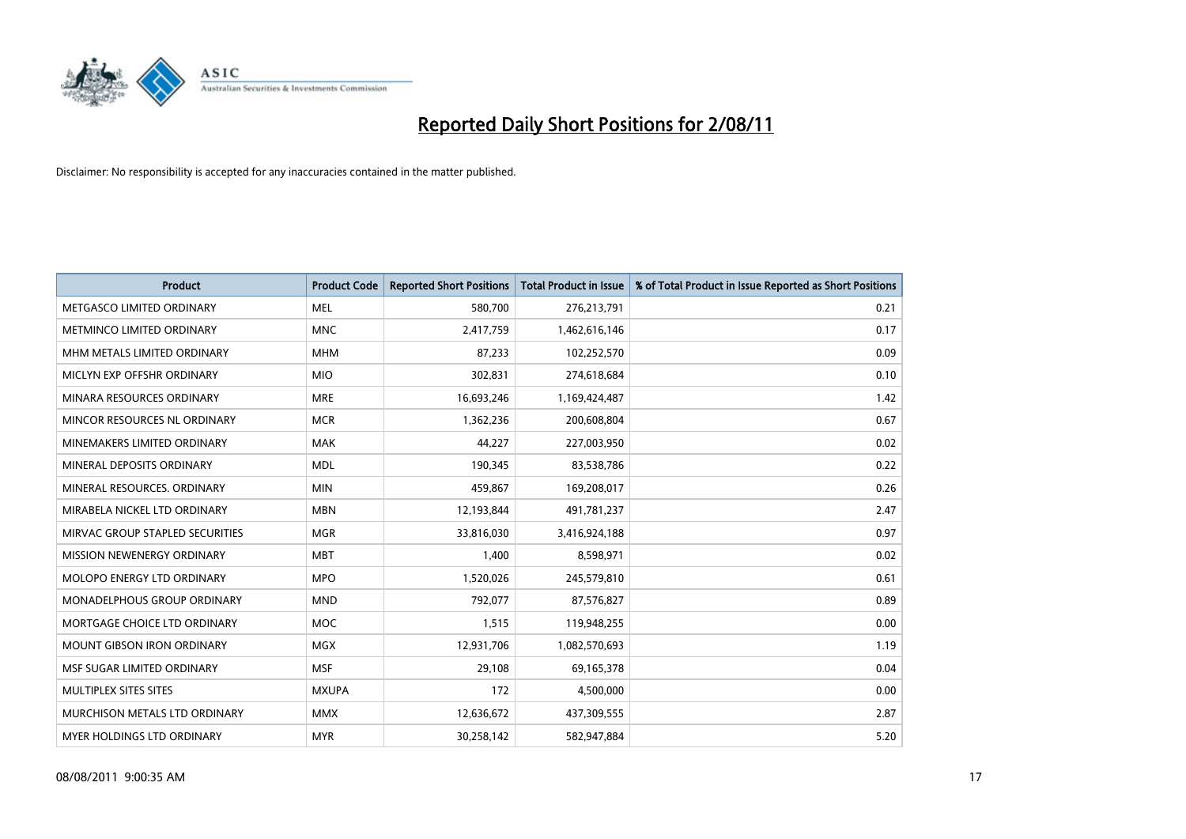# Reported Daily Short Positions for 2/08/11

Disclaimer: No responsibility is accepted for any inaccuracies contained in the matter published.

| Product | Product Code | Reported Short Positions | Total Product in Issue | % of Total Product in Issue Reported as Short Positions |
|---|---|---|---|---|
| METGASCO LIMITED ORDINARY | MEL | 580,700 | 276,213,791 | 0.21 |
| METMINCO LIMITED ORDINARY | MNC | 2,417,759 | 1,462,616,146 | 0.17 |
| MHM METALS LIMITED ORDINARY | MHM | 87,233 | 102,252,570 | 0.09 |
| MICLYN EXP OFFSHR ORDINARY | MIO | 302,831 | 274,618,684 | 0.10 |
| MINARA RESOURCES ORDINARY | MRE | 16,693,246 | 1,169,424,487 | 1.42 |
| MINCOR RESOURCES NL ORDINARY | MCR | 1,362,236 | 200,608,804 | 0.67 |
| MINEMAKERS LIMITED ORDINARY | MAK | 44,227 | 227,003,950 | 0.02 |
| MINERAL DEPOSITS ORDINARY | MDL | 190,345 | 83,538,786 | 0.22 |
| MINERAL RESOURCES. ORDINARY | MIN | 459,867 | 169,208,017 | 0.26 |
| MIRABELA NICKEL LTD ORDINARY | MBN | 12,193,844 | 491,781,237 | 2.47 |
| MIRVAC GROUP STAPLED SECURITIES | MGR | 33,816,030 | 3,416,924,188 | 0.97 |
| MISSION NEWENERGY ORDINARY | MBT | 1,400 | 8,598,971 | 0.02 |
| MOLOPO ENERGY LTD ORDINARY | MPO | 1,520,026 | 245,579,810 | 0.61 |
| MONADELPHOUS GROUP ORDINARY | MND | 792,077 | 87,576,827 | 0.89 |
| MORTGAGE CHOICE LTD ORDINARY | MOC | 1,515 | 119,948,255 | 0.00 |
| MOUNT GIBSON IRON ORDINARY | MGX | 12,931,706 | 1,082,570,693 | 1.19 |
| MSF SUGAR LIMITED ORDINARY | MSF | 29,108 | 69,165,378 | 0.04 |
| MULTIPLEX SITES SITES | MXUPA | 172 | 4,500,000 | 0.00 |
| MURCHISON METALS LTD ORDINARY | MMX | 12,636,672 | 437,309,555 | 2.87 |
| MYER HOLDINGS LTD ORDINARY | MYR | 30,258,142 | 582,947,884 | 5.20 |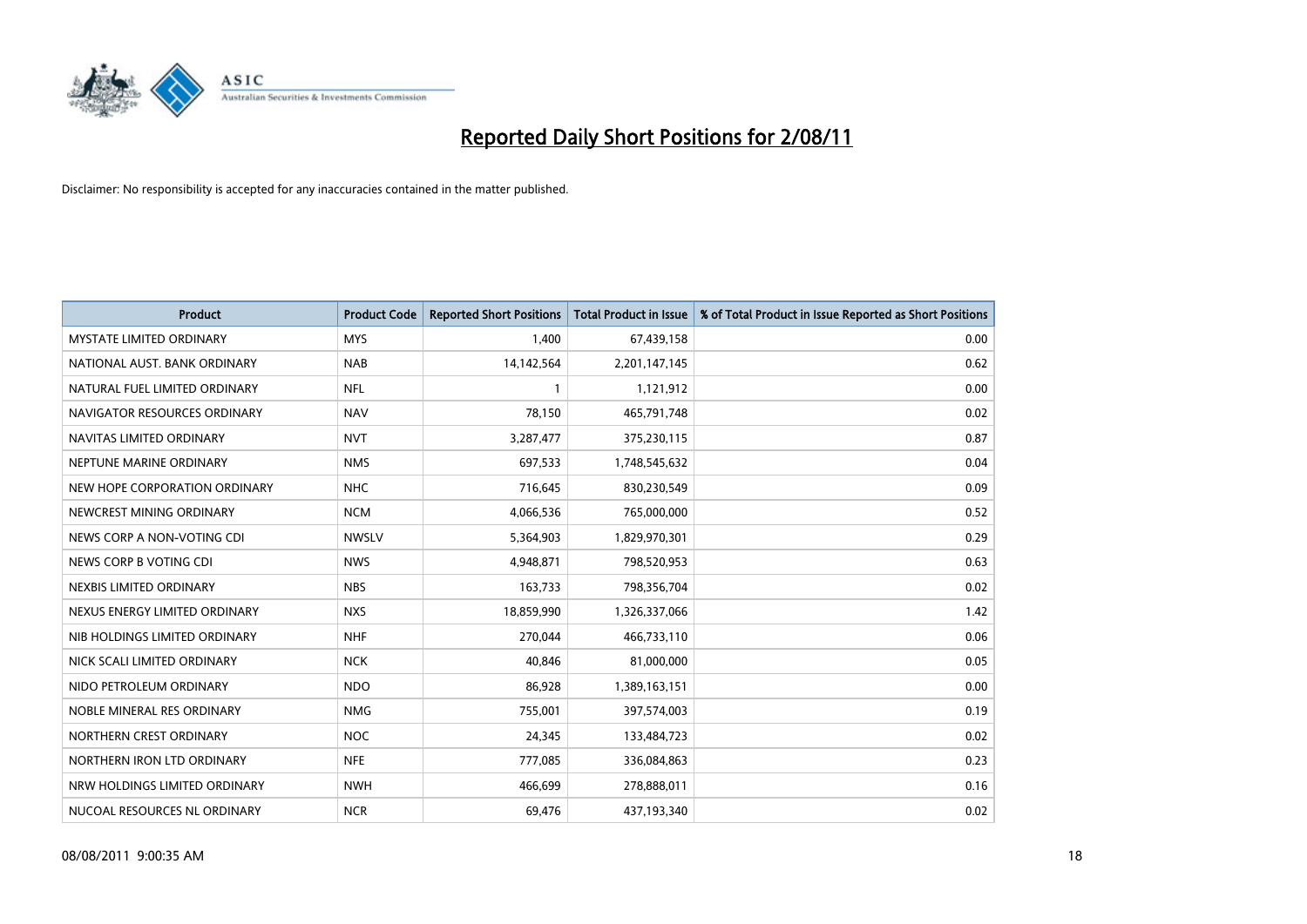# Reported Daily Short Positions for 2/08/11

Disclaimer: No responsibility is accepted for any inaccuracies contained in the matter published.

| Product | Product Code | Reported Short Positions | Total Product in Issue | % of Total Product in Issue Reported as Short Positions |
|---|---|---|---|---|
| MYSTATE LIMITED ORDINARY | MYS | 1,400 | 67,439,158 | 0.00 |
| NATIONAL AUST. BANK ORDINARY | NAB | 14,142,564 | 2,201,147,145 | 0.62 |
| NATURAL FUEL LIMITED ORDINARY | NFL | 1 | 1,121,912 | 0.00 |
| NAVIGATOR RESOURCES ORDINARY | NAV | 78,150 | 465,791,748 | 0.02 |
| NAVITAS LIMITED ORDINARY | NVT | 3,287,477 | 375,230,115 | 0.87 |
| NEPTUNE MARINE ORDINARY | NMS | 697,533 | 1,748,545,632 | 0.04 |
| NEW HOPE CORPORATION ORDINARY | NHC | 716,645 | 830,230,549 | 0.09 |
| NEWCREST MINING ORDINARY | NCM | 4,066,536 | 765,000,000 | 0.52 |
| NEWS CORP A NON-VOTING CDI | NWSLV | 5,364,903 | 1,829,970,301 | 0.29 |
| NEWS CORP B VOTING CDI | NWS | 4,948,871 | 798,520,953 | 0.63 |
| NEXBIS LIMITED ORDINARY | NBS | 163,733 | 798,356,704 | 0.02 |
| NEXUS ENERGY LIMITED ORDINARY | NXS | 18,859,990 | 1,326,337,066 | 1.42 |
| NIB HOLDINGS LIMITED ORDINARY | NHF | 270,044 | 466,733,110 | 0.06 |
| NICK SCALI LIMITED ORDINARY | NCK | 40,846 | 81,000,000 | 0.05 |
| NIDO PETROLEUM ORDINARY | NDO | 86,928 | 1,389,163,151 | 0.00 |
| NOBLE MINERAL RES ORDINARY | NMG | 755,001 | 397,574,003 | 0.19 |
| NORTHERN CREST ORDINARY | NOC | 24,345 | 133,484,723 | 0.02 |
| NORTHERN IRON LTD ORDINARY | NFE | 777,085 | 336,084,863 | 0.23 |
| NRW HOLDINGS LIMITED ORDINARY | NWH | 466,699 | 278,888,011 | 0.16 |
| NUCOAL RESOURCES NL ORDINARY | NCR | 69,476 | 437,193,340 | 0.02 |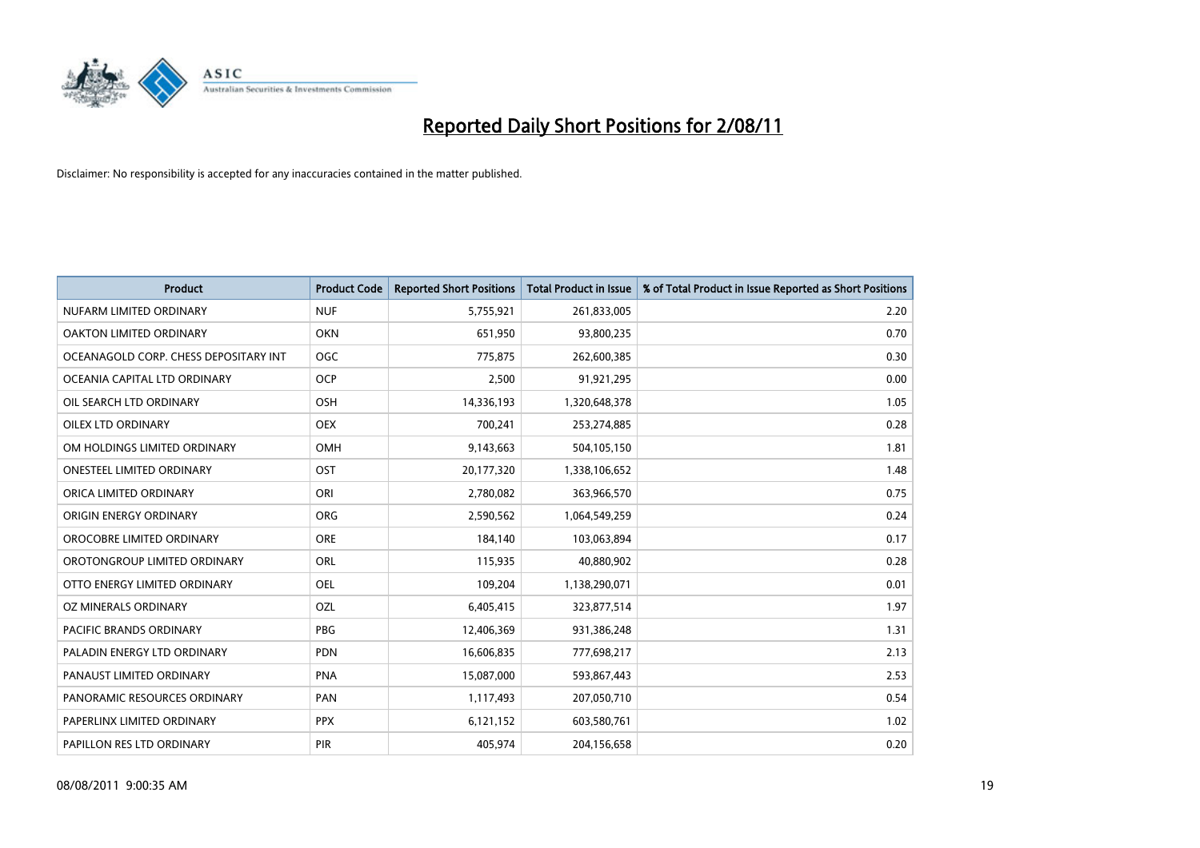# Reported Daily Short Positions for 2/08/11

Disclaimer: No responsibility is accepted for any inaccuracies contained in the matter published.

| Product | Product Code | Reported Short Positions | Total Product in Issue | % of Total Product in Issue Reported as Short Positions |
|---|---|---|---|---|
| NUFARM LIMITED ORDINARY | NUF | 5,755,921 | 261,833,005 | 2.20 |
| OAKTON LIMITED ORDINARY | OKN | 651,950 | 93,800,235 | 0.70 |
| OCEANAGOLD CORP. CHESS DEPOSITARY INT | OGC | 775,875 | 262,600,385 | 0.30 |
| OCEANIA CAPITAL LTD ORDINARY | OCP | 2,500 | 91,921,295 | 0.00 |
| OIL SEARCH LTD ORDINARY | OSH | 14,336,193 | 1,320,648,378 | 1.05 |
| OILEX LTD ORDINARY | OEX | 700,241 | 253,274,885 | 0.28 |
| OM HOLDINGS LIMITED ORDINARY | OMH | 9,143,663 | 504,105,150 | 1.81 |
| ONESTEEL LIMITED ORDINARY | OST | 20,177,320 | 1,338,106,652 | 1.48 |
| ORICA LIMITED ORDINARY | ORI | 2,780,082 | 363,966,570 | 0.75 |
| ORIGIN ENERGY ORDINARY | ORG | 2,590,562 | 1,064,549,259 | 0.24 |
| OROCOBRE LIMITED ORDINARY | ORE | 184,140 | 103,063,894 | 0.17 |
| OROTONGROUP LIMITED ORDINARY | ORL | 115,935 | 40,880,902 | 0.28 |
| OTTO ENERGY LIMITED ORDINARY | OEL | 109,204 | 1,138,290,071 | 0.01 |
| OZ MINERALS ORDINARY | OZL | 6,405,415 | 323,877,514 | 1.97 |
| PACIFIC BRANDS ORDINARY | PBG | 12,406,369 | 931,386,248 | 1.31 |
| PALADIN ENERGY LTD ORDINARY | PDN | 16,606,835 | 777,698,217 | 2.13 |
| PANAUST LIMITED ORDINARY | PNA | 15,087,000 | 593,867,443 | 2.53 |
| PANORAMIC RESOURCES ORDINARY | PAN | 1,117,493 | 207,050,710 | 0.54 |
| PAPERLINX LIMITED ORDINARY | PPX | 6,121,152 | 603,580,761 | 1.02 |
| PAPILLON RES LTD ORDINARY | PIR | 405,974 | 204,156,658 | 0.20 |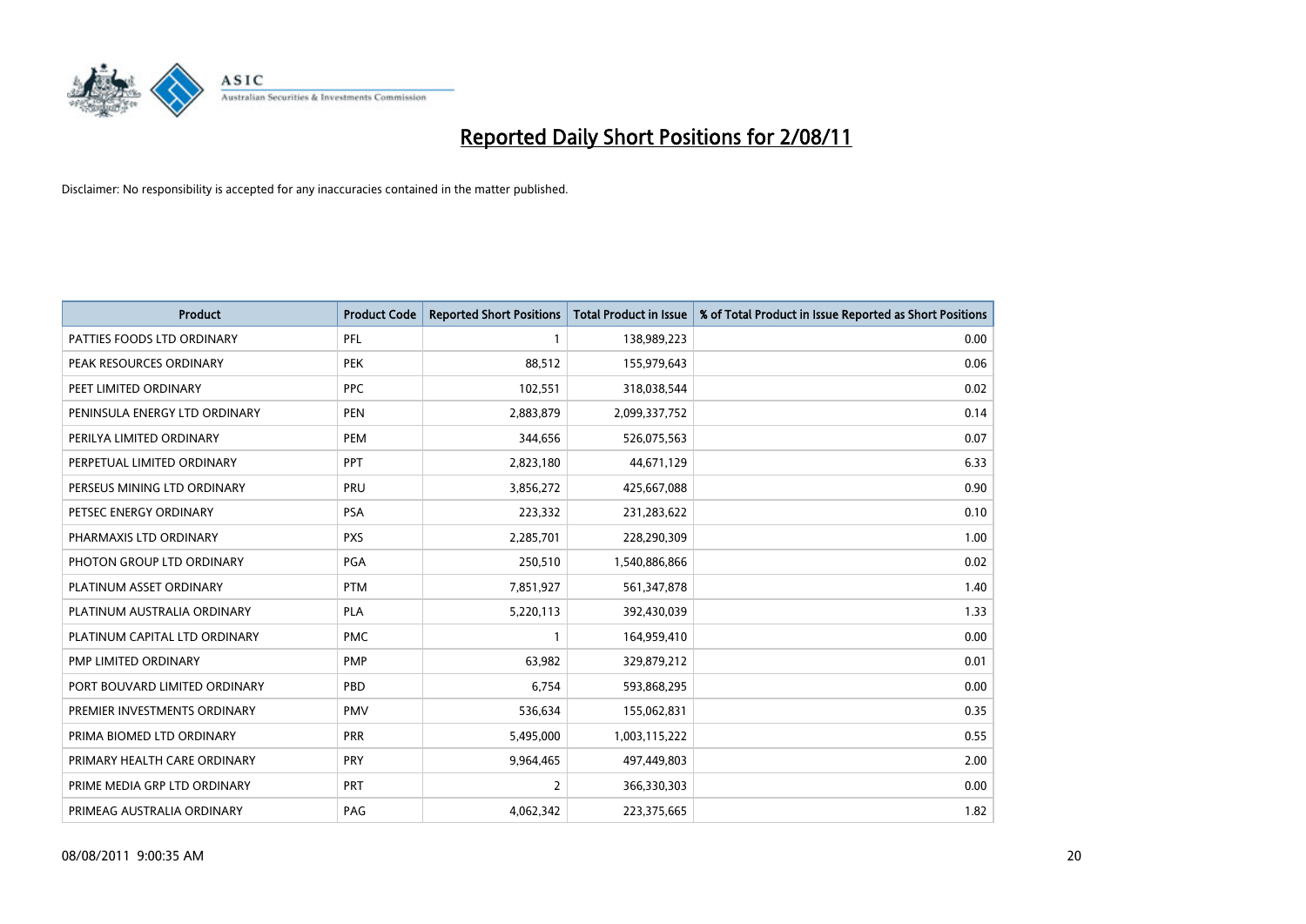# Reported Daily Short Positions for 2/08/11

Disclaimer: No responsibility is accepted for any inaccuracies contained in the matter published.

| Product | Product Code | Reported Short Positions | Total Product in Issue | % of Total Product in Issue Reported as Short Positions |
|---|---|---|---|---|
| PATTIES FOODS LTD ORDINARY | PFL | 1 | 138,989,223 | 0.00 |
| PEAK RESOURCES ORDINARY | PEK | 88,512 | 155,979,643 | 0.06 |
| PEET LIMITED ORDINARY | PPC | 102,551 | 318,038,544 | 0.02 |
| PENINSULA ENERGY LTD ORDINARY | PEN | 2,883,879 | 2,099,337,752 | 0.14 |
| PERILYA LIMITED ORDINARY | PEM | 344,656 | 526,075,563 | 0.07 |
| PERPETUAL LIMITED ORDINARY | PPT | 2,823,180 | 44,671,129 | 6.33 |
| PERSEUS MINING LTD ORDINARY | PRU | 3,856,272 | 425,667,088 | 0.90 |
| PETSEC ENERGY ORDINARY | PSA | 223,332 | 231,283,622 | 0.10 |
| PHARMAXIS LTD ORDINARY | PXS | 2,285,701 | 228,290,309 | 1.00 |
| PHOTON GROUP LTD ORDINARY | PGA | 250,510 | 1,540,886,866 | 0.02 |
| PLATINUM ASSET ORDINARY | PTM | 7,851,927 | 561,347,878 | 1.40 |
| PLATINUM AUSTRALIA ORDINARY | PLA | 5,220,113 | 392,430,039 | 1.33 |
| PLATINUM CAPITAL LTD ORDINARY | PMC | 1 | 164,959,410 | 0.00 |
| PMP LIMITED ORDINARY | PMP | 63,982 | 329,879,212 | 0.01 |
| PORT BOUVARD LIMITED ORDINARY | PBD | 6,754 | 593,868,295 | 0.00 |
| PREMIER INVESTMENTS ORDINARY | PMV | 536,634 | 155,062,831 | 0.35 |
| PRIMA BIOMED LTD ORDINARY | PRR | 5,495,000 | 1,003,115,222 | 0.55 |
| PRIMARY HEALTH CARE ORDINARY | PRY | 9,964,465 | 497,449,803 | 2.00 |
| PRIME MEDIA GRP LTD ORDINARY | PRT | 2 | 366,330,303 | 0.00 |
| PRIMEAG AUSTRALIA ORDINARY | PAG | 4,062,342 | 223,375,665 | 1.82 |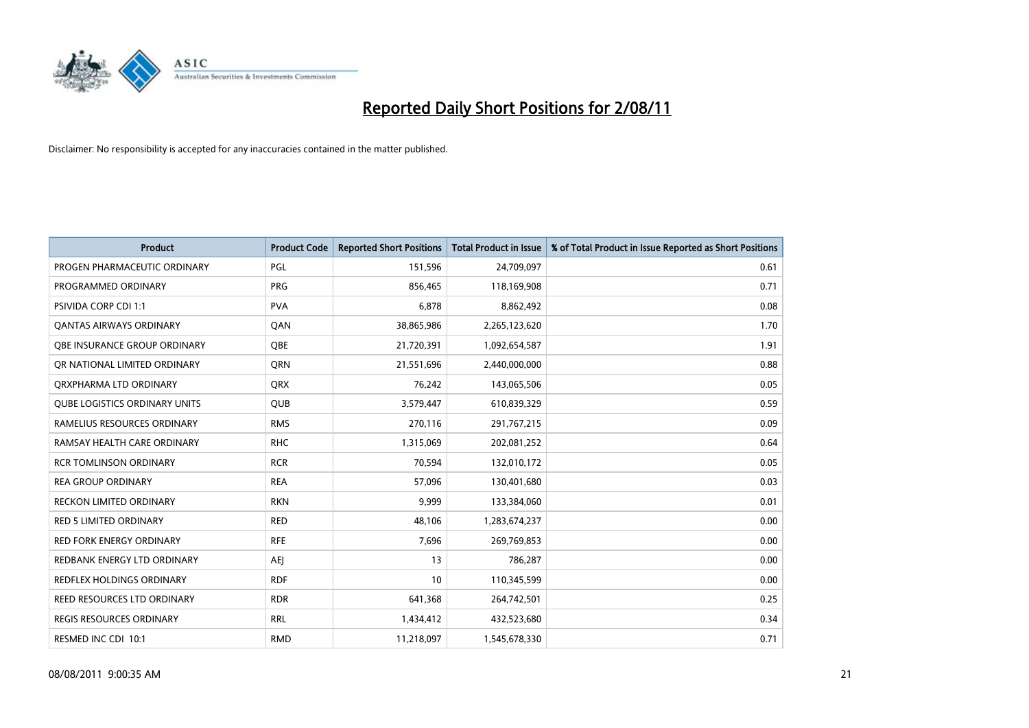# Reported Daily Short Positions for 2/08/11

Disclaimer: No responsibility is accepted for any inaccuracies contained in the matter published.

| Product | Product Code | Reported Short Positions | Total Product in Issue | % of Total Product in Issue Reported as Short Positions |
|---|---|---|---|---|
| PROGEN PHARMACEUTIC ORDINARY | PGL | 151,596 | 24,709,097 | 0.61 |
| PROGRAMMED ORDINARY | PRG | 856,465 | 118,169,908 | 0.71 |
| PSIVIDA CORP CDI 1:1 | PVA | 6,878 | 8,862,492 | 0.08 |
| QANTAS AIRWAYS ORDINARY | QAN | 38,865,986 | 2,265,123,620 | 1.70 |
| QBE INSURANCE GROUP ORDINARY | QBE | 21,720,391 | 1,092,654,587 | 1.91 |
| QR NATIONAL LIMITED ORDINARY | QRN | 21,551,696 | 2,440,000,000 | 0.88 |
| QRXPHARMA LTD ORDINARY | QRX | 76,242 | 143,065,506 | 0.05 |
| QUBE LOGISTICS ORDINARY UNITS | QUB | 3,579,447 | 610,839,329 | 0.59 |
| RAMELIUS RESOURCES ORDINARY | RMS | 270,116 | 291,767,215 | 0.09 |
| RAMSAY HEALTH CARE ORDINARY | RHC | 1,315,069 | 202,081,252 | 0.64 |
| RCR TOMLINSON ORDINARY | RCR | 70,594 | 132,010,172 | 0.05 |
| REA GROUP ORDINARY | REA | 57,096 | 130,401,680 | 0.03 |
| RECKON LIMITED ORDINARY | RKN | 9,999 | 133,384,060 | 0.01 |
| RED 5 LIMITED ORDINARY | RED | 48,106 | 1,283,674,237 | 0.00 |
| RED FORK ENERGY ORDINARY | RFE | 7,696 | 269,769,853 | 0.00 |
| REDBANK ENERGY LTD ORDINARY | AEJ | 13 | 786,287 | 0.00 |
| REDFLEX HOLDINGS ORDINARY | RDF | 10 | 110,345,599 | 0.00 |
| REED RESOURCES LTD ORDINARY | RDR | 641,368 | 264,742,501 | 0.25 |
| REGIS RESOURCES ORDINARY | RRL | 1,434,412 | 432,523,680 | 0.34 |
| RESMED INC CDI 10:1 | RMD | 11,218,097 | 1,545,678,330 | 0.71 |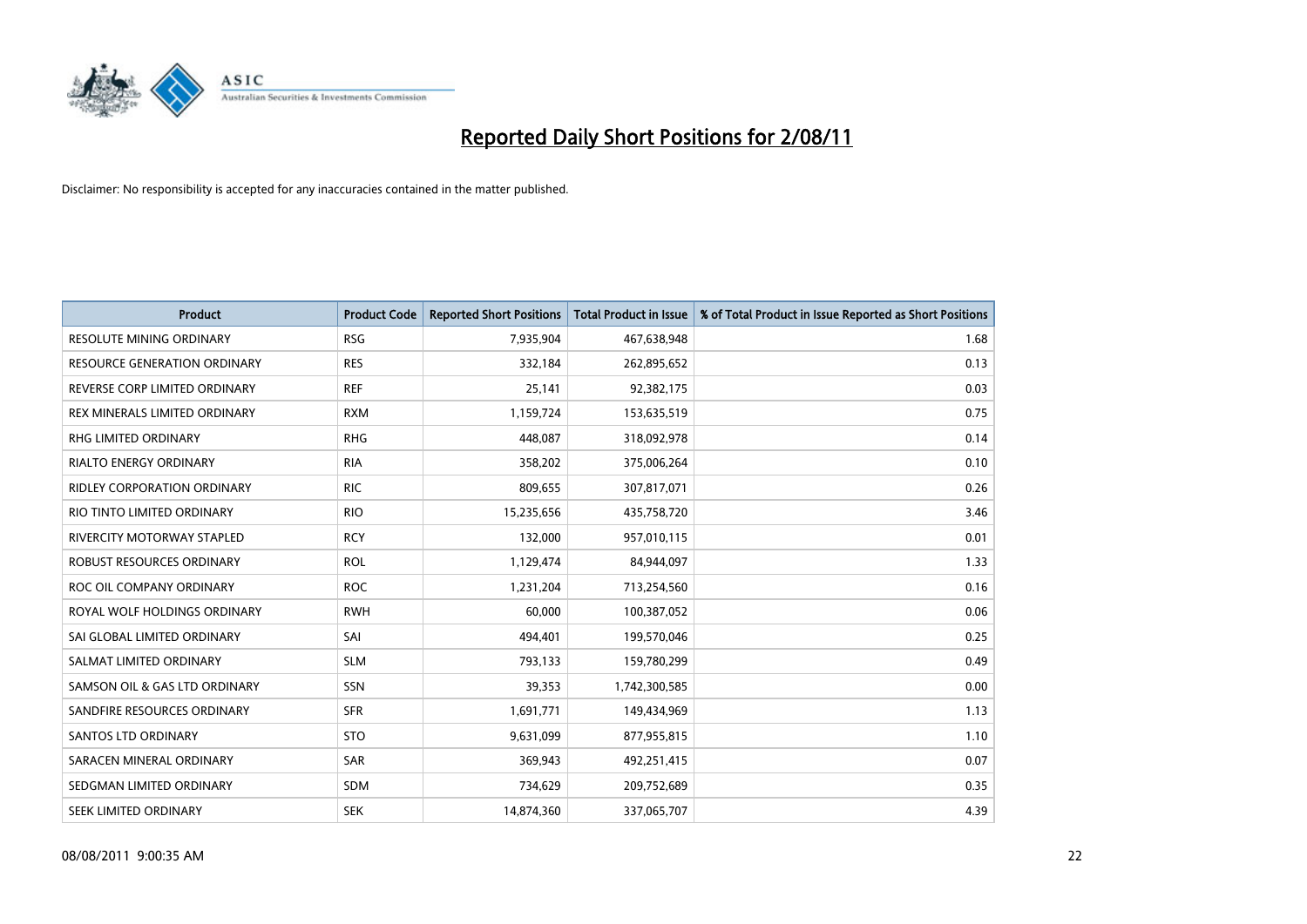# Reported Daily Short Positions for 2/08/11

Disclaimer: No responsibility is accepted for any inaccuracies contained in the matter published.

| Product | Product Code | Reported Short Positions | Total Product in Issue | % of Total Product in Issue Reported as Short Positions |
|---|---|---|---|---|
| RESOLUTE MINING ORDINARY | RSG | 7,935,904 | 467,638,948 | 1.68 |
| RESOURCE GENERATION ORDINARY | RES | 332,184 | 262,895,652 | 0.13 |
| REVERSE CORP LIMITED ORDINARY | REF | 25,141 | 92,382,175 | 0.03 |
| REX MINERALS LIMITED ORDINARY | RXM | 1,159,724 | 153,635,519 | 0.75 |
| RHG LIMITED ORDINARY | RHG | 448,087 | 318,092,978 | 0.14 |
| RIALTO ENERGY ORDINARY | RIA | 358,202 | 375,006,264 | 0.10 |
| RIDLEY CORPORATION ORDINARY | RIC | 809,655 | 307,817,071 | 0.26 |
| RIO TINTO LIMITED ORDINARY | RIO | 15,235,656 | 435,758,720 | 3.46 |
| RIVERCITY MOTORWAY STAPLED | RCY | 132,000 | 957,010,115 | 0.01 |
| ROBUST RESOURCES ORDINARY | ROL | 1,129,474 | 84,944,097 | 1.33 |
| ROC OIL COMPANY ORDINARY | ROC | 1,231,204 | 713,254,560 | 0.16 |
| ROYAL WOLF HOLDINGS ORDINARY | RWH | 60,000 | 100,387,052 | 0.06 |
| SAI GLOBAL LIMITED ORDINARY | SAI | 494,401 | 199,570,046 | 0.25 |
| SALMAT LIMITED ORDINARY | SLM | 793,133 | 159,780,299 | 0.49 |
| SAMSON OIL & GAS LTD ORDINARY | SSN | 39,353 | 1,742,300,585 | 0.00 |
| SANDFIRE RESOURCES ORDINARY | SFR | 1,691,771 | 149,434,969 | 1.13 |
| SANTOS LTD ORDINARY | STO | 9,631,099 | 877,955,815 | 1.10 |
| SARACEN MINERAL ORDINARY | SAR | 369,943 | 492,251,415 | 0.07 |
| SEDGMAN LIMITED ORDINARY | SDM | 734,629 | 209,752,689 | 0.35 |
| SEEK LIMITED ORDINARY | SEK | 14,874,360 | 337,065,707 | 4.39 |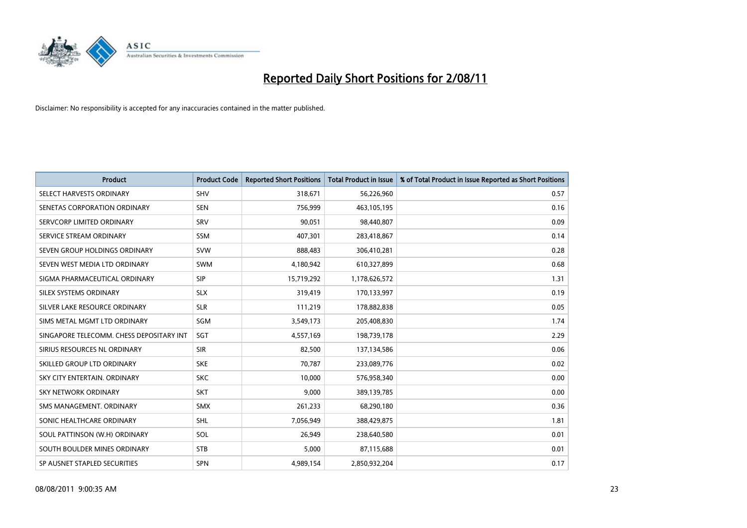# Reported Daily Short Positions for 2/08/11

Disclaimer: No responsibility is accepted for any inaccuracies contained in the matter published.

| Product | Product Code | Reported Short Positions | Total Product in Issue | % of Total Product in Issue Reported as Short Positions |
|---|---|---|---|---|
| SELECT HARVESTS ORDINARY | SHV | 318,671 | 56,226,960 | 0.57 |
| SENETAS CORPORATION ORDINARY | SEN | 756,999 | 463,105,195 | 0.16 |
| SERVCORP LIMITED ORDINARY | SRV | 90,051 | 98,440,807 | 0.09 |
| SERVICE STREAM ORDINARY | SSM | 407,301 | 283,418,867 | 0.14 |
| SEVEN GROUP HOLDINGS ORDINARY | SVW | 888,483 | 306,410,281 | 0.28 |
| SEVEN WEST MEDIA LTD ORDINARY | SWM | 4,180,942 | 610,327,899 | 0.68 |
| SIGMA PHARMACEUTICAL ORDINARY | SIP | 15,719,292 | 1,178,626,572 | 1.31 |
| SILEX SYSTEMS ORDINARY | SLX | 319,419 | 170,133,997 | 0.19 |
| SILVER LAKE RESOURCE ORDINARY | SLR | 111,219 | 178,882,838 | 0.05 |
| SIMS METAL MGMT LTD ORDINARY | SGM | 3,549,173 | 205,408,830 | 1.74 |
| SINGAPORE TELECOMM. CHESS DEPOSITARY INT | SGT | 4,557,169 | 198,739,178 | 2.29 |
| SIRIUS RESOURCES NL ORDINARY | SIR | 82,500 | 137,134,586 | 0.06 |
| SKILLED GROUP LTD ORDINARY | SKE | 70,787 | 233,089,776 | 0.02 |
| SKY CITY ENTERTAIN. ORDINARY | SKC | 10,000 | 576,958,340 | 0.00 |
| SKY NETWORK ORDINARY | SKT | 9,000 | 389,139,785 | 0.00 |
| SMS MANAGEMENT. ORDINARY | SMX | 261,233 | 68,290,180 | 0.36 |
| SONIC HEALTHCARE ORDINARY | SHL | 7,056,949 | 388,429,875 | 1.81 |
| SOUL PATTINSON (W.H) ORDINARY | SOL | 26,949 | 238,640,580 | 0.01 |
| SOUTH BOULDER MINES ORDINARY | STB | 5,000 | 87,115,688 | 0.01 |
| SP AUSNET STAPLED SECURITIES | SPN | 4,989,154 | 2,850,932,204 | 0.17 |

08/08/2011 9:00:35 AM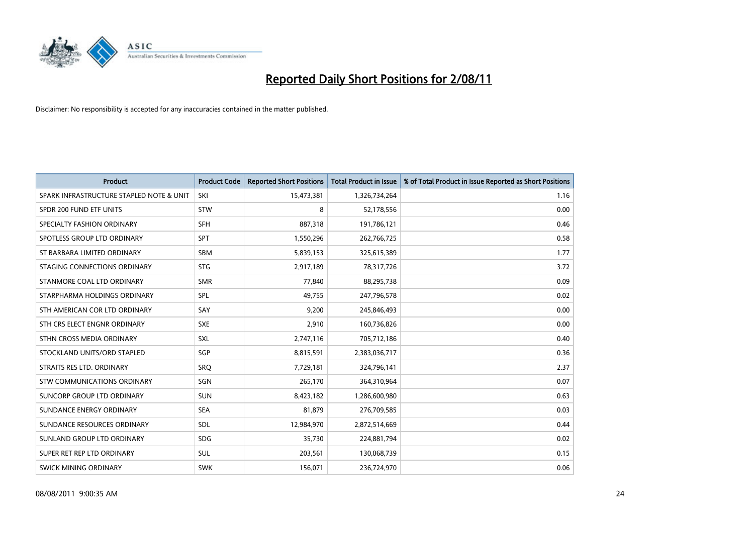# Reported Daily Short Positions for 2/08/11

Disclaimer: No responsibility is accepted for any inaccuracies contained in the matter published.

| Product | Product Code | Reported Short Positions | Total Product in Issue | % of Total Product in Issue Reported as Short Positions |
|---|---|---|---|---|
| SPARK INFRASTRUCTURE STAPLED NOTE & UNIT | SKI | 15,473,381 | 1,326,734,264 | 1.16 |
| SPDR 200 FUND ETF UNITS | STW | 8 | 52,178,556 | 0.00 |
| SPECIALTY FASHION ORDINARY | SFH | 887,318 | 191,786,121 | 0.46 |
| SPOTLESS GROUP LTD ORDINARY | SPT | 1,550,296 | 262,766,725 | 0.58 |
| ST BARBARA LIMITED ORDINARY | SBM | 5,839,153 | 325,615,389 | 1.77 |
| STAGING CONNECTIONS ORDINARY | STG | 2,917,189 | 78,317,726 | 3.72 |
| STANMORE COAL LTD ORDINARY | SMR | 77,840 | 88,295,738 | 0.09 |
| STARPHARMA HOLDINGS ORDINARY | SPL | 49,755 | 247,796,578 | 0.02 |
| STH AMERICAN COR LTD ORDINARY | SAY | 9,200 | 245,846,493 | 0.00 |
| STH CRS ELECT ENGNR ORDINARY | SXE | 2,910 | 160,736,826 | 0.00 |
| STHN CROSS MEDIA ORDINARY | SXL | 2,747,116 | 705,712,186 | 0.40 |
| STOCKLAND UNITS/ORD STAPLED | SGP | 8,815,591 | 2,383,036,717 | 0.36 |
| STRAITS RES LTD. ORDINARY | SRQ | 7,729,181 | 324,796,141 | 2.37 |
| STW COMMUNICATIONS ORDINARY | SGN | 265,170 | 364,310,964 | 0.07 |
| SUNCORP GROUP LTD ORDINARY | SUN | 8,423,182 | 1,286,600,980 | 0.63 |
| SUNDANCE ENERGY ORDINARY | SEA | 81,879 | 276,709,585 | 0.03 |
| SUNDANCE RESOURCES ORDINARY | SDL | 12,984,970 | 2,872,514,669 | 0.44 |
| SUNLAND GROUP LTD ORDINARY | SDG | 35,730 | 224,881,794 | 0.02 |
| SUPER RET REP LTD ORDINARY | SUL | 203,561 | 130,068,739 | 0.15 |
| SWICK MINING ORDINARY | SWK | 156,071 | 236,724,970 | 0.06 |

08/08/2011 9:00:35 AM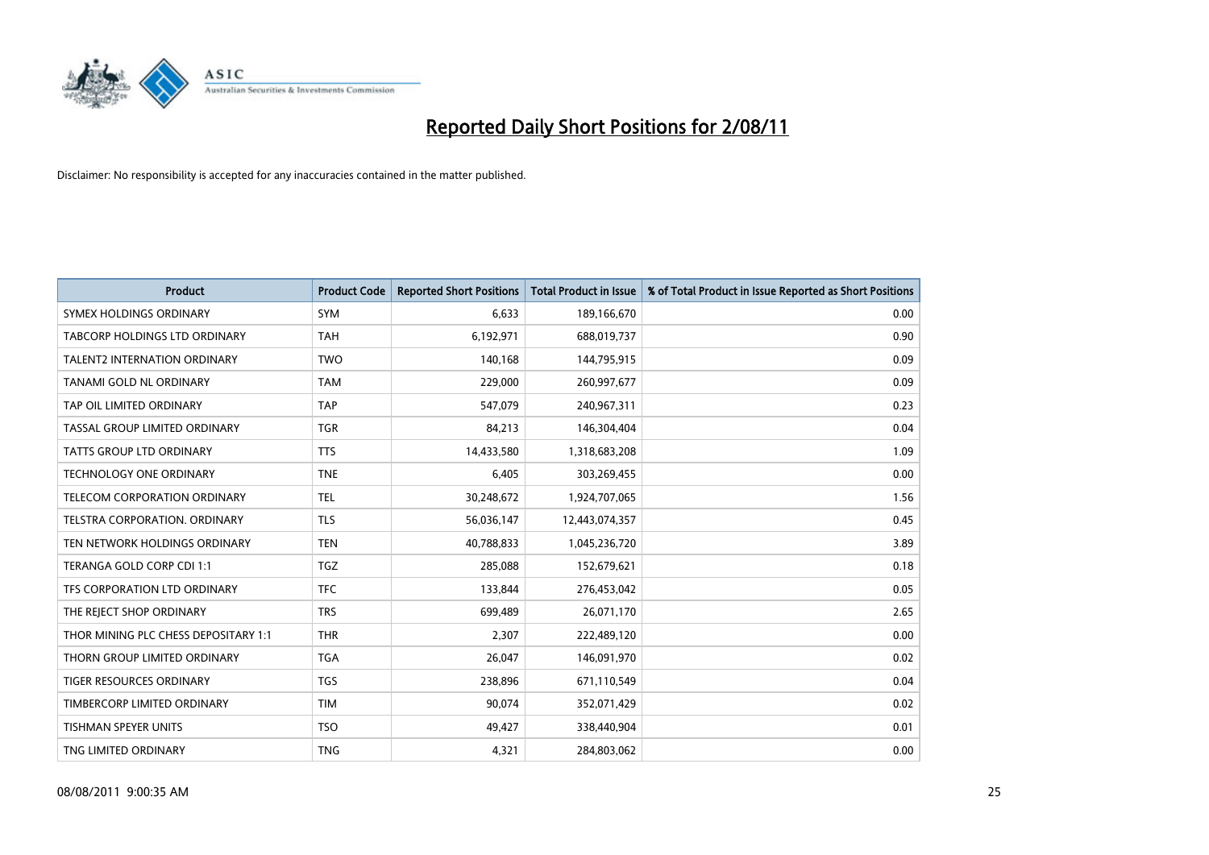# Reported Daily Short Positions for 2/08/11

Disclaimer: No responsibility is accepted for any inaccuracies contained in the matter published.

| Product | Product Code | Reported Short Positions | Total Product in Issue | % of Total Product in Issue Reported as Short Positions |
|---|---|---|---|---|
| SYMEX HOLDINGS ORDINARY | SYM | 6,633 | 189,166,670 | 0.00 |
| TABCORP HOLDINGS LTD ORDINARY | TAH | 6,192,971 | 688,019,737 | 0.90 |
| TALENT2 INTERNATION ORDINARY | TWO | 140,168 | 144,795,915 | 0.09 |
| TANAMI GOLD NL ORDINARY | TAM | 229,000 | 260,997,677 | 0.09 |
| TAP OIL LIMITED ORDINARY | TAP | 547,079 | 240,967,311 | 0.23 |
| TASSAL GROUP LIMITED ORDINARY | TGR | 84,213 | 146,304,404 | 0.04 |
| TATTS GROUP LTD ORDINARY | TTS | 14,433,580 | 1,318,683,208 | 1.09 |
| TECHNOLOGY ONE ORDINARY | TNE | 6,405 | 303,269,455 | 0.00 |
| TELECOM CORPORATION ORDINARY | TEL | 30,248,672 | 1,924,707,065 | 1.56 |
| TELSTRA CORPORATION. ORDINARY | TLS | 56,036,147 | 12,443,074,357 | 0.45 |
| TEN NETWORK HOLDINGS ORDINARY | TEN | 40,788,833 | 1,045,236,720 | 3.89 |
| TERANGA GOLD CORP CDI 1:1 | TGZ | 285,088 | 152,679,621 | 0.18 |
| TFS CORPORATION LTD ORDINARY | TFC | 133,844 | 276,453,042 | 0.05 |
| THE REJECT SHOP ORDINARY | TRS | 699,489 | 26,071,170 | 2.65 |
| THOR MINING PLC CHESS DEPOSITARY 1:1 | THR | 2,307 | 222,489,120 | 0.00 |
| THORN GROUP LIMITED ORDINARY | TGA | 26,047 | 146,091,970 | 0.02 |
| TIGER RESOURCES ORDINARY | TGS | 238,896 | 671,110,549 | 0.04 |
| TIMBERCORP LIMITED ORDINARY | TIM | 90,074 | 352,071,429 | 0.02 |
| TISHMAN SPEYER UNITS | TSO | 49,427 | 338,440,904 | 0.01 |
| TNG LIMITED ORDINARY | TNG | 4,321 | 284,803,062 | 0.00 |

08/08/2011 9:00:35 AM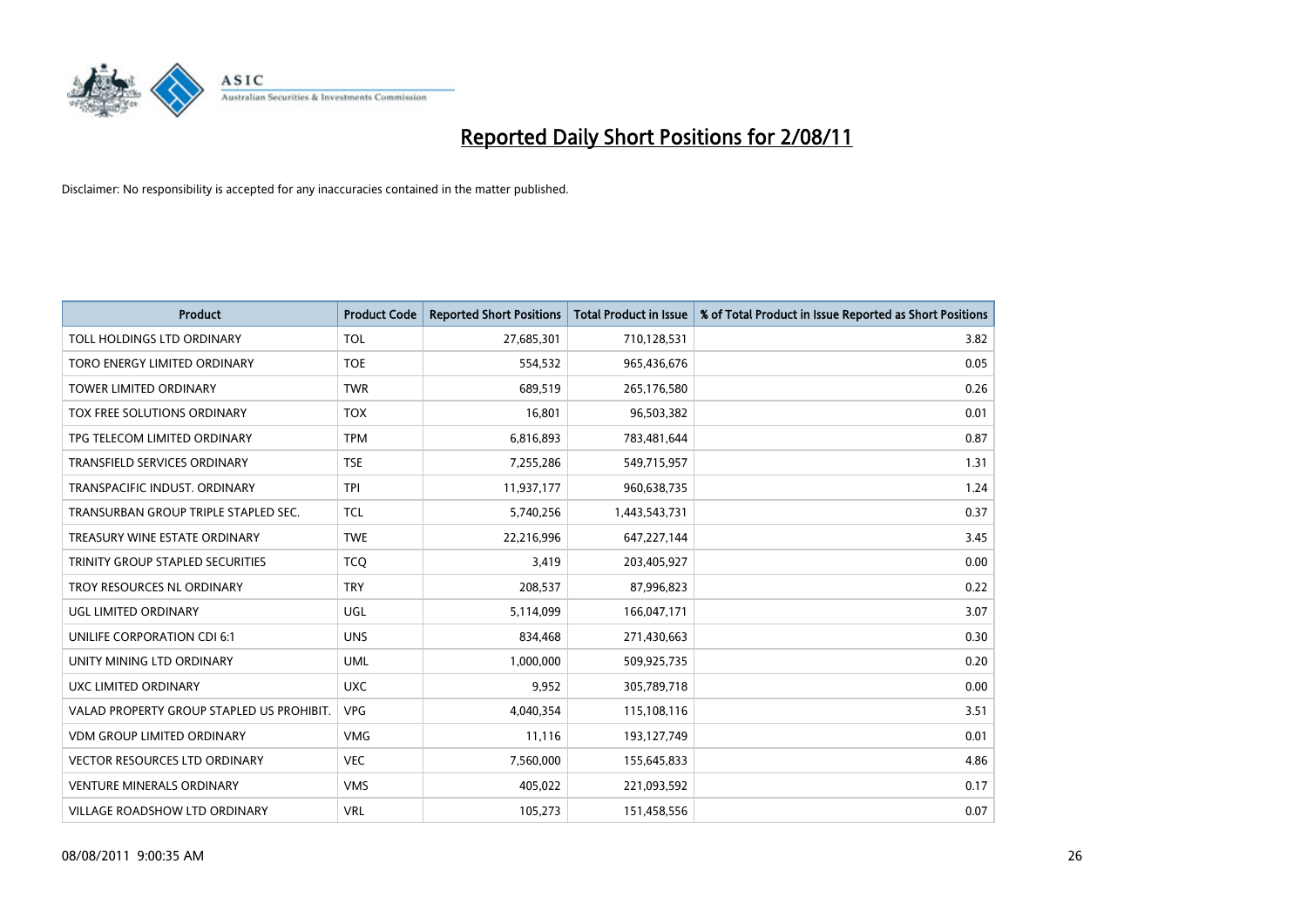# Reported Daily Short Positions for 2/08/11

Disclaimer: No responsibility is accepted for any inaccuracies contained in the matter published.

| Product | Product Code | Reported Short Positions | Total Product in Issue | % of Total Product in Issue Reported as Short Positions |
|---|---|---|---|---|
| TOLL HOLDINGS LTD ORDINARY | TOL | 27,685,301 | 710,128,531 | 3.82 |
| TORO ENERGY LIMITED ORDINARY | TOE | 554,532 | 965,436,676 | 0.05 |
| TOWER LIMITED ORDINARY | TWR | 689,519 | 265,176,580 | 0.26 |
| TOX FREE SOLUTIONS ORDINARY | TOX | 16,801 | 96,503,382 | 0.01 |
| TPG TELECOM LIMITED ORDINARY | TPM | 6,816,893 | 783,481,644 | 0.87 |
| TRANSFIELD SERVICES ORDINARY | TSE | 7,255,286 | 549,715,957 | 1.31 |
| TRANSPACIFIC INDUST. ORDINARY | TPI | 11,937,177 | 960,638,735 | 1.24 |
| TRANSURBAN GROUP TRIPLE STAPLED SEC. | TCL | 5,740,256 | 1,443,543,731 | 0.37 |
| TREASURY WINE ESTATE ORDINARY | TWE | 22,216,996 | 647,227,144 | 3.45 |
| TRINITY GROUP STAPLED SECURITIES | TCQ | 3,419 | 203,405,927 | 0.00 |
| TROY RESOURCES NL ORDINARY | TRY | 208,537 | 87,996,823 | 0.22 |
| UGL LIMITED ORDINARY | UGL | 5,114,099 | 166,047,171 | 3.07 |
| UNILIFE CORPORATION CDI 6:1 | UNS | 834,468 | 271,430,663 | 0.30 |
| UNITY MINING LTD ORDINARY | UML | 1,000,000 | 509,925,735 | 0.20 |
| UXC LIMITED ORDINARY | UXC | 9,952 | 305,789,718 | 0.00 |
| VALAD PROPERTY GROUP STAPLED US PROHIBIT. | VPG | 4,040,354 | 115,108,116 | 3.51 |
| VDM GROUP LIMITED ORDINARY | VMG | 11,116 | 193,127,749 | 0.01 |
| VECTOR RESOURCES LTD ORDINARY | VEC | 7,560,000 | 155,645,833 | 4.86 |
| VENTURE MINERALS ORDINARY | VMS | 405,022 | 221,093,592 | 0.17 |
| VILLAGE ROADSHOW LTD ORDINARY | VRL | 105,273 | 151,458,556 | 0.07 |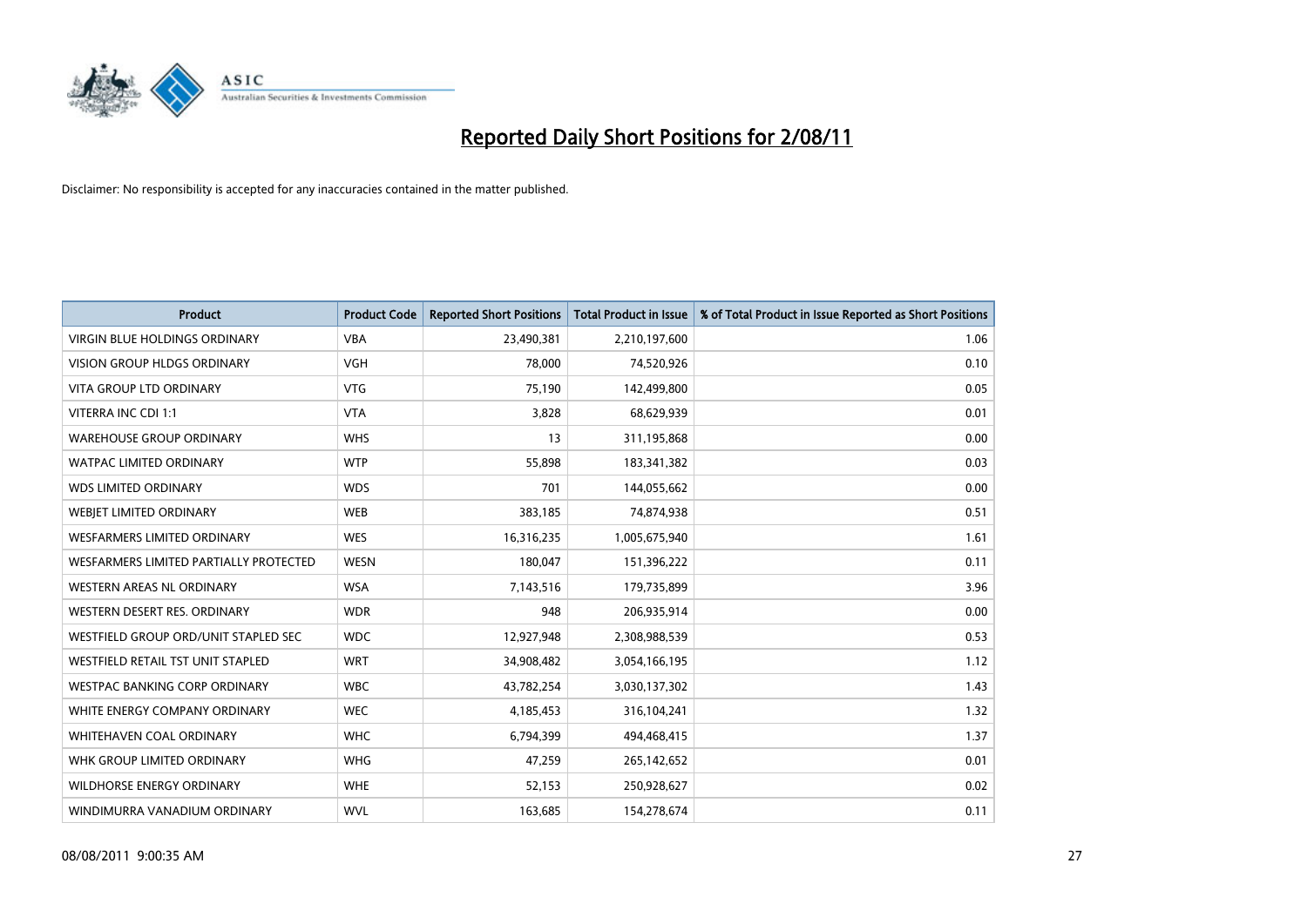# Reported Daily Short Positions for 2/08/11

Disclaimer: No responsibility is accepted for any inaccuracies contained in the matter published.

| Product | Product Code | Reported Short Positions | Total Product in Issue | % of Total Product in Issue Reported as Short Positions |
|---|---|---|---|---|
| VIRGIN BLUE HOLDINGS ORDINARY | VBA | 23,490,381 | 2,210,197,600 | 1.06 |
| VISION GROUP HLDGS ORDINARY | VGH | 78,000 | 74,520,926 | 0.10 |
| VITA GROUP LTD ORDINARY | VTG | 75,190 | 142,499,800 | 0.05 |
| VITERRA INC CDI 1:1 | VTA | 3,828 | 68,629,939 | 0.01 |
| WAREHOUSE GROUP ORDINARY | WHS | 13 | 311,195,868 | 0.00 |
| WATPAC LIMITED ORDINARY | WTP | 55,898 | 183,341,382 | 0.03 |
| WDS LIMITED ORDINARY | WDS | 701 | 144,055,662 | 0.00 |
| WEBJET LIMITED ORDINARY | WEB | 383,185 | 74,874,938 | 0.51 |
| WESFARMERS LIMITED ORDINARY | WES | 16,316,235 | 1,005,675,940 | 1.61 |
| WESFARMERS LIMITED PARTIALLY PROTECTED | WESN | 180,047 | 151,396,222 | 0.11 |
| WESTERN AREAS NL ORDINARY | WSA | 7,143,516 | 179,735,899 | 3.96 |
| WESTERN DESERT RES. ORDINARY | WDR | 948 | 206,935,914 | 0.00 |
| WESTFIELD GROUP ORD/UNIT STAPLED SEC | WDC | 12,927,948 | 2,308,988,539 | 0.53 |
| WESTFIELD RETAIL TST UNIT STAPLED | WRT | 34,908,482 | 3,054,166,195 | 1.12 |
| WESTPAC BANKING CORP ORDINARY | WBC | 43,782,254 | 3,030,137,302 | 1.43 |
| WHITE ENERGY COMPANY ORDINARY | WEC | 4,185,453 | 316,104,241 | 1.32 |
| WHITEHAVEN COAL ORDINARY | WHC | 6,794,399 | 494,468,415 | 1.37 |
| WHK GROUP LIMITED ORDINARY | WHG | 47,259 | 265,142,652 | 0.01 |
| WILDHORSE ENERGY ORDINARY | WHE | 52,153 | 250,928,627 | 0.02 |
| WINDIMURRA VANADIUM ORDINARY | WVL | 163,685 | 154,278,674 | 0.11 |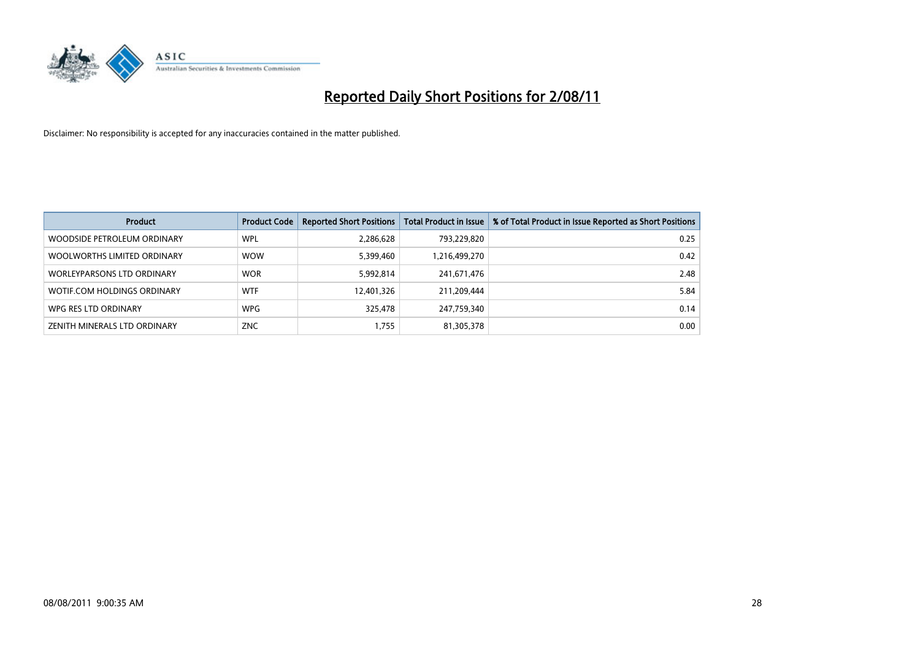# Reported Daily Short Positions for 2/08/11

Disclaimer: No responsibility is accepted for any inaccuracies contained in the matter published.

| Product | Product Code | Reported Short Positions | Total Product in Issue | % of Total Product in Issue Reported as Short Positions |
|---|---|---|---|---|
| WOODSIDE PETROLEUM ORDINARY | WPL | 2,286,628 | 793,229,820 | 0.25 |
| WOOLWORTHS LIMITED ORDINARY | WOW | 5,399,460 | 1,216,499,270 | 0.42 |
| WORLEYPARSONS LTD ORDINARY | WOR | 5,992,814 | 241,671,476 | 2.48 |
| WOTIF.COM HOLDINGS ORDINARY | WTF | 12,401,326 | 211,209,444 | 5.84 |
| WPG RES LTD ORDINARY | WPG | 325,478 | 247,759,340 | 0.14 |
| ZENITH MINERALS LTD ORDINARY | ZNC | 1,755 | 81,305,378 | 0.00 |

08/08/2011 9:00:35 AM